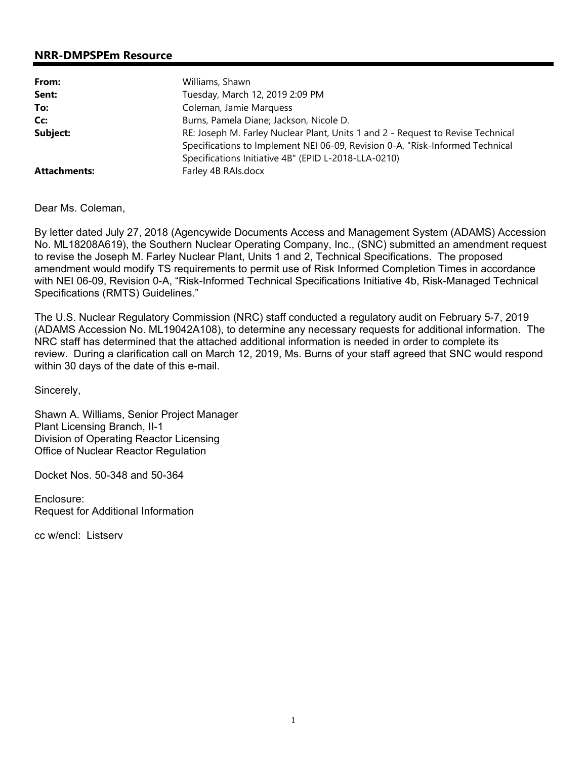## NRR-DMPSPEm Resource

| | |
|---|---|
| **From:** | Williams, Shawn |
| **Sent:** | Tuesday, March 12, 2019 2:09 PM |
| **To:** | Coleman, Jamie Marquess |
| **Cc:** | Burns, Pamela Diane; Jackson, Nicole D. |
| **Subject:** | RE: Joseph M. Farley Nuclear Plant, Units 1 and 2 - Request to Revise Technical Specifications to Implement NEI 06-09, Revision 0-A, "Risk-Informed Technical Specifications Initiative 4B" (EPID L-2018-LLA-0210) |
| **Attachments:** | Farley 4B RAIs.docx |

Dear Ms. Coleman,

By letter dated July 27, 2018 (Agencywide Documents Access and Management System (ADAMS) Accession No. ML18208A619), the Southern Nuclear Operating Company, Inc., (SNC) submitted an amendment request to revise the Joseph M. Farley Nuclear Plant, Units 1 and 2, Technical Specifications. The proposed amendment would modify TS requirements to permit use of Risk Informed Completion Times in accordance with NEI 06-09, Revision 0-A, "Risk-Informed Technical Specifications Initiative 4b, Risk-Managed Technical Specifications (RMTS) Guidelines."

The U.S. Nuclear Regulatory Commission (NRC) staff conducted a regulatory audit on February 5-7, 2019 (ADAMS Accession No. ML19042A108), to determine any necessary requests for additional information. The NRC staff has determined that the attached additional information is needed in order to complete its review. During a clarification call on March 12, 2019, Ms. Burns of your staff agreed that SNC would respond within 30 days of the date of this e-mail.

Sincerely,

Shawn A. Williams, Senior Project Manager
Plant Licensing Branch, II-1
Division of Operating Reactor Licensing
Office of Nuclear Reactor Regulation

Docket Nos. 50-348 and 50-364

Enclosure:
Request for Additional Information

cc w/encl: Listserv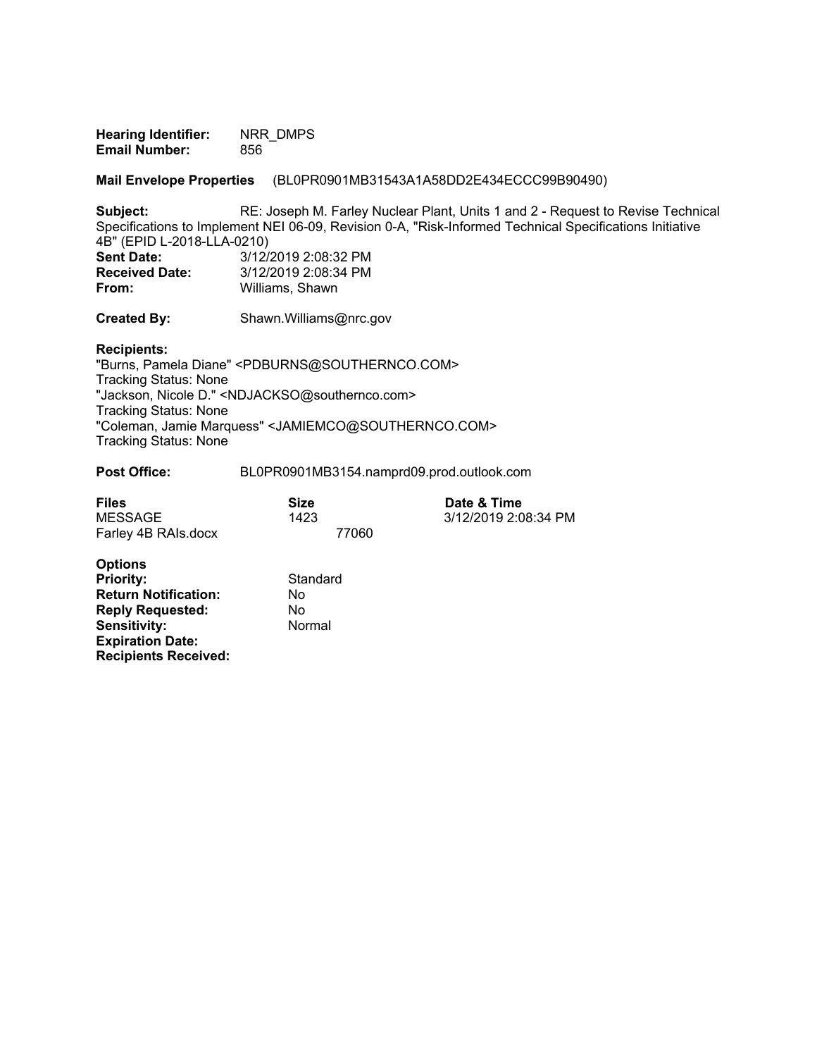**Hearing Identifier:** NRR_DMPS
**Email Number:** 856

**Mail Envelope Properties** (BL0PR0901MB31543A1A58DD2E434ECCC99B90490)

**Subject:** RE: Joseph M. Farley Nuclear Plant, Units 1 and 2 - Request to Revise Technical Specifications to Implement NEI 06-09, Revision 0-A, "Risk-Informed Technical Specifications Initiative 4B" (EPID L-2018-LLA-0210)
**Sent Date:** 3/12/2019 2:08:32 PM
**Received Date:** 3/12/2019 2:08:34 PM
**From:** Williams, Shawn

**Created By:** Shawn.Williams@nrc.gov

**Recipients:**
"Burns, Pamela Diane" <PDBURNS@SOUTHERNCO.COM>
Tracking Status: None
"Jackson, Nicole D." <NDJACKSO@southernco.com>
Tracking Status: None
"Coleman, Jamie Marquess" <JAMIEMCO@SOUTHERNCO.COM>
Tracking Status: None

**Post Office:** BL0PR0901MB3154.namprd09.prod.outlook.com

| **Files** | **Size** | **Date & Time** |
| --- | --- | --- |
| MESSAGE | 1423 | 3/12/2019 2:08:34 PM |
| Farley 4B RAIs.docx | 77060 | |

**Options**
**Priority:** Standard
**Return Notification:** No
**Reply Requested:** No
**Sensitivity:** Normal
**Expiration Date:**
**Recipients Received:**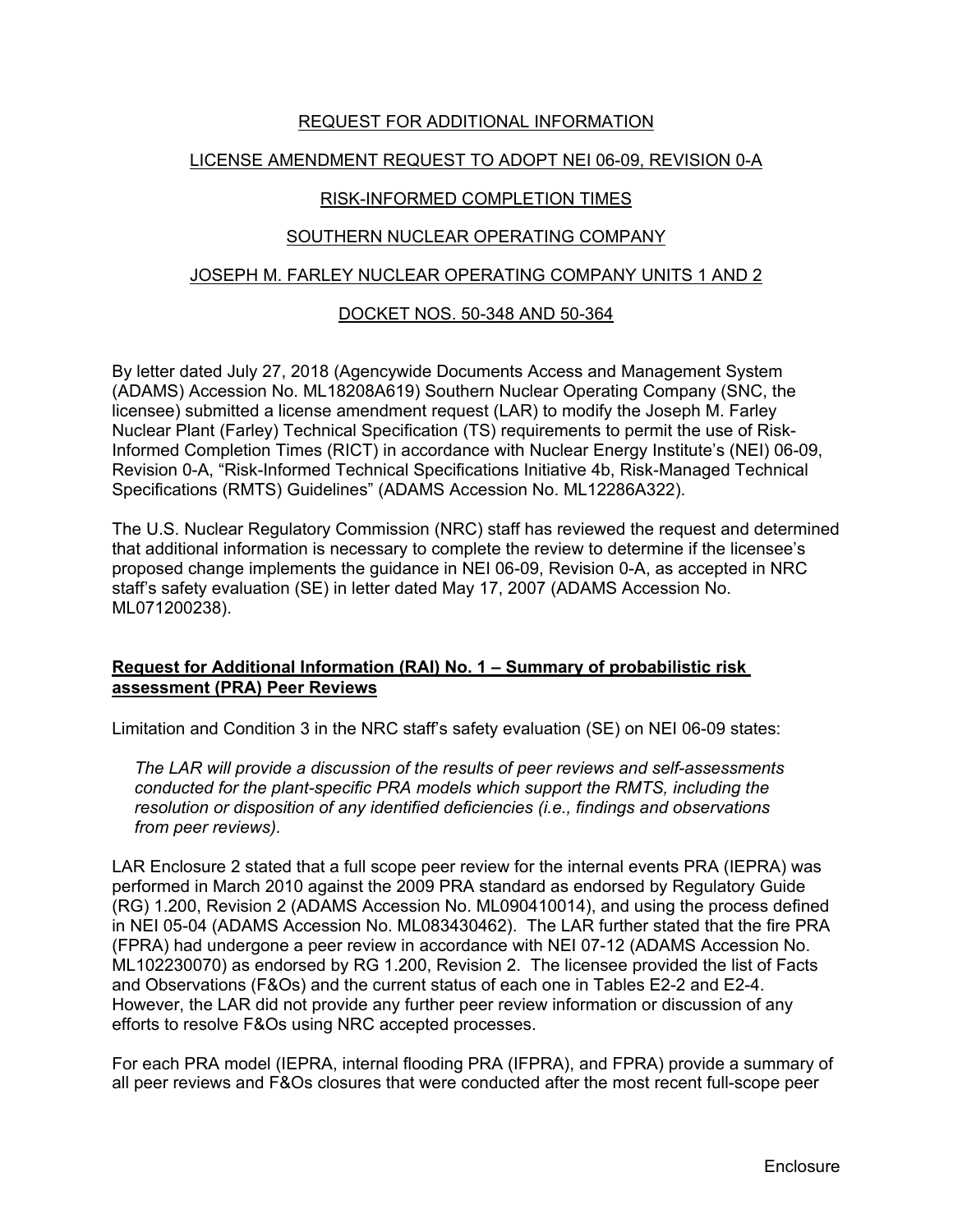REQUEST FOR ADDITIONAL INFORMATION

LICENSE AMENDMENT REQUEST TO ADOPT NEI 06-09, REVISION 0-A

RISK-INFORMED COMPLETION TIMES

SOUTHERN NUCLEAR OPERATING COMPANY

JOSEPH M. FARLEY NUCLEAR OPERATING COMPANY UNITS 1 AND 2

DOCKET NOS. 50-348 AND 50-364

By letter dated July 27, 2018 (Agencywide Documents Access and Management System (ADAMS) Accession No. ML18208A619) Southern Nuclear Operating Company (SNC, the licensee) submitted a license amendment request (LAR) to modify the Joseph M. Farley Nuclear Plant (Farley) Technical Specification (TS) requirements to permit the use of Risk-Informed Completion Times (RICT) in accordance with Nuclear Energy Institute's (NEI) 06-09, Revision 0-A, "Risk-Informed Technical Specifications Initiative 4b, Risk-Managed Technical Specifications (RMTS) Guidelines" (ADAMS Accession No. ML12286A322).

The U.S. Nuclear Regulatory Commission (NRC) staff has reviewed the request and determined that additional information is necessary to complete the review to determine if the licensee's proposed change implements the guidance in NEI 06-09, Revision 0-A, as accepted in NRC staff's safety evaluation (SE) in letter dated May 17, 2007 (ADAMS Accession No. ML071200238).

**Request for Additional Information (RAI) No. 1 – Summary of probabilistic risk assessment (PRA) Peer Reviews**

Limitation and Condition 3 in the NRC staff's safety evaluation (SE) on NEI 06-09 states:

> *The LAR will provide a discussion of the results of peer reviews and self-assessments conducted for the plant-specific PRA models which support the RMTS, including the resolution or disposition of any identified deficiencies (i.e., findings and observations from peer reviews).*

LAR Enclosure 2 stated that a full scope peer review for the internal events PRA (IEPRA) was performed in March 2010 against the 2009 PRA standard as endorsed by Regulatory Guide (RG) 1.200, Revision 2 (ADAMS Accession No. ML090410014), and using the process defined in NEI 05-04 (ADAMS Accession No. ML083430462). The LAR further stated that the fire PRA (FPRA) had undergone a peer review in accordance with NEI 07-12 (ADAMS Accession No. ML102230070) as endorsed by RG 1.200, Revision 2. The licensee provided the list of Facts and Observations (F&Os) and the current status of each one in Tables E2-2 and E2-4. However, the LAR did not provide any further peer review information or discussion of any efforts to resolve F&Os using NRC accepted processes.

For each PRA model (IEPRA, internal flooding PRA (IFPRA), and FPRA) provide a summary of all peer reviews and F&Os closures that were conducted after the most recent full-scope peer

Enclosure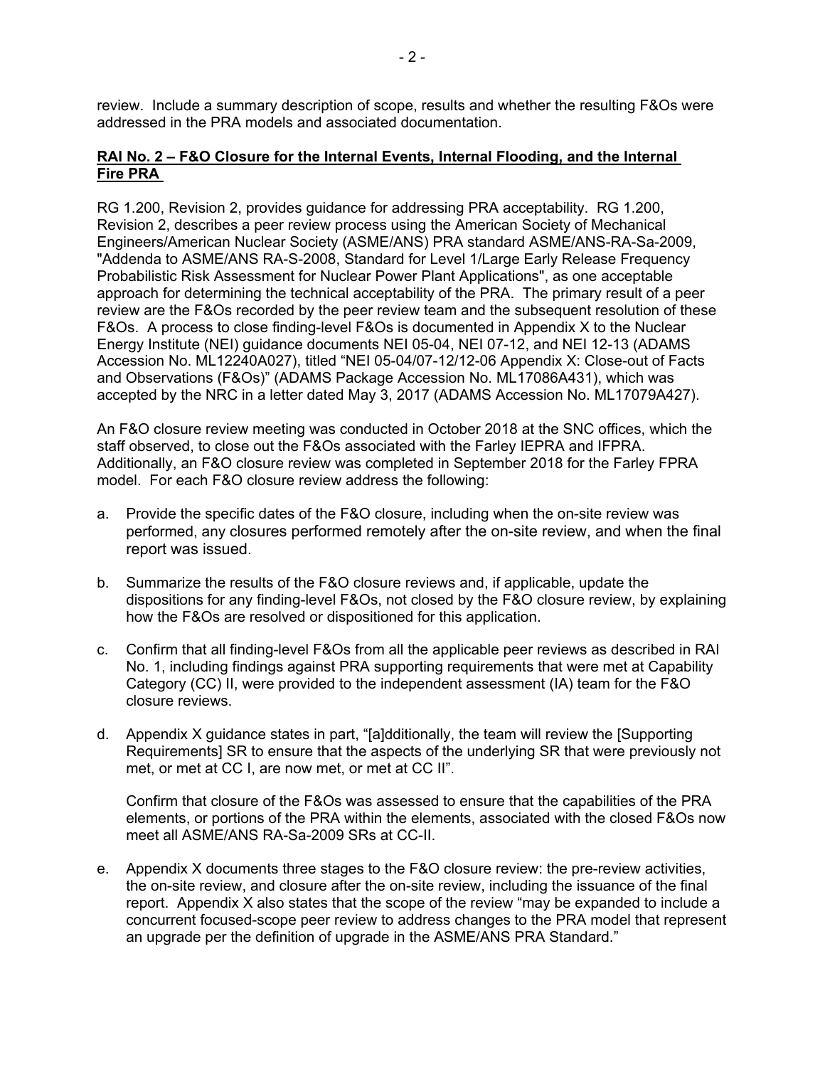review. Include a summary description of scope, results and whether the resulting F&Os were addressed in the PRA models and associated documentation.

**RAI No. 2 – F&O Closure for the Internal Events, Internal Flooding, and the Internal Fire PRA**

RG 1.200, Revision 2, provides guidance for addressing PRA acceptability. RG 1.200, Revision 2, describes a peer review process using the American Society of Mechanical Engineers/American Nuclear Society (ASME/ANS) PRA standard ASME/ANS-RA-Sa-2009, "Addenda to ASME/ANS RA-S-2008, Standard for Level 1/Large Early Release Frequency Probabilistic Risk Assessment for Nuclear Power Plant Applications", as one acceptable approach for determining the technical acceptability of the PRA. The primary result of a peer review are the F&Os recorded by the peer review team and the subsequent resolution of these F&Os. A process to close finding-level F&Os is documented in Appendix X to the Nuclear Energy Institute (NEI) guidance documents NEI 05-04, NEI 07-12, and NEI 12-13 (ADAMS Accession No. ML12240A027), titled "NEI 05-04/07-12/12-06 Appendix X: Close-out of Facts and Observations (F&Os)" (ADAMS Package Accession No. ML17086A431), which was accepted by the NRC in a letter dated May 3, 2017 (ADAMS Accession No. ML17079A427).

An F&O closure review meeting was conducted in October 2018 at the SNC offices, which the staff observed, to close out the F&Os associated with the Farley IEPRA and IFPRA. Additionally, an F&O closure review was completed in September 2018 for the Farley FPRA model. For each F&O closure review address the following:

a. Provide the specific dates of the F&O closure, including when the on-site review was performed, any closures performed remotely after the on-site review, and when the final report was issued.

b. Summarize the results of the F&O closure reviews and, if applicable, update the dispositions for any finding-level F&Os, not closed by the F&O closure review, by explaining how the F&Os are resolved or dispositioned for this application.

c. Confirm that all finding-level F&Os from all the applicable peer reviews as described in RAI No. 1, including findings against PRA supporting requirements that were met at Capability Category (CC) II, were provided to the independent assessment (IA) team for the F&O closure reviews.

d. Appendix X guidance states in part, "[a]dditionally, the team will review the [Supporting Requirements] SR to ensure that the aspects of the underlying SR that were previously not met, or met at CC I, are now met, or met at CC II".

   Confirm that closure of the F&Os was assessed to ensure that the capabilities of the PRA elements, or portions of the PRA within the elements, associated with the closed F&Os now meet all ASME/ANS RA-Sa-2009 SRs at CC-II.

e. Appendix X documents three stages to the F&O closure review: the pre-review activities, the on-site review, and closure after the on-site review, including the issuance of the final report. Appendix X also states that the scope of the review "may be expanded to include a concurrent focused-scope peer review to address changes to the PRA model that represent an upgrade per the definition of upgrade in the ASME/ANS PRA Standard."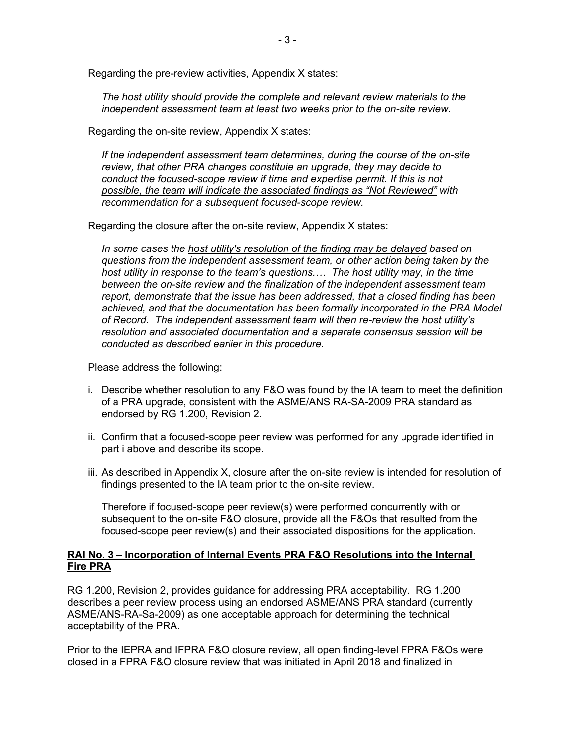Regarding the pre-review activities, Appendix X states:

> *The host utility should <u>provide the complete and relevant review materials</u> to the independent assessment team at least two weeks prior to the on-site review.*

Regarding the on-site review, Appendix X states:

> *If the independent assessment team determines, during the course of the on-site review, that <u>other PRA changes constitute an upgrade, they may decide to conduct the focused-scope review if time and expertise permit. If this is not possible, the team will indicate the associated findings as "Not Reviewed"</u> with recommendation for a subsequent focused-scope review.*

Regarding the closure after the on-site review, Appendix X states:

> *In some cases the <u>host utility's resolution of the finding may be delayed</u> based on questions from the independent assessment team, or other action being taken by the host utility in response to the team's questions.… The host utility may, in the time between the on-site review and the finalization of the independent assessment team report, demonstrate that the issue has been addressed, that a closed finding has been achieved, and that the documentation has been formally incorporated in the PRA Model of Record. The independent assessment team will then <u>re-review the host utility's resolution and associated documentation and a separate consensus session will be conducted</u> as described earlier in this procedure.*

Please address the following:

i. Describe whether resolution to any F&O was found by the IA team to meet the definition of a PRA upgrade, consistent with the ASME/ANS RA-SA-2009 PRA standard as endorsed by RG 1.200, Revision 2.

ii. Confirm that a focused-scope peer review was performed for any upgrade identified in part i above and describe its scope.

iii. As described in Appendix X, closure after the on-site review is intended for resolution of findings presented to the IA team prior to the on-site review.

   Therefore if focused-scope peer review(s) were performed concurrently with or subsequent to the on-site F&O closure, provide all the F&Os that resulted from the focused-scope peer review(s) and their associated dispositions for the application.

## <u>RAI No. 3 – Incorporation of Internal Events PRA F&O Resolutions into the Internal Fire PRA</u>

RG 1.200, Revision 2, provides guidance for addressing PRA acceptability. RG 1.200 describes a peer review process using an endorsed ASME/ANS PRA standard (currently ASME/ANS-RA-Sa-2009) as one acceptable approach for determining the technical acceptability of the PRA.

Prior to the IEPRA and IFPRA F&O closure review, all open finding-level FPRA F&Os were closed in a FPRA F&O closure review that was initiated in April 2018 and finalized in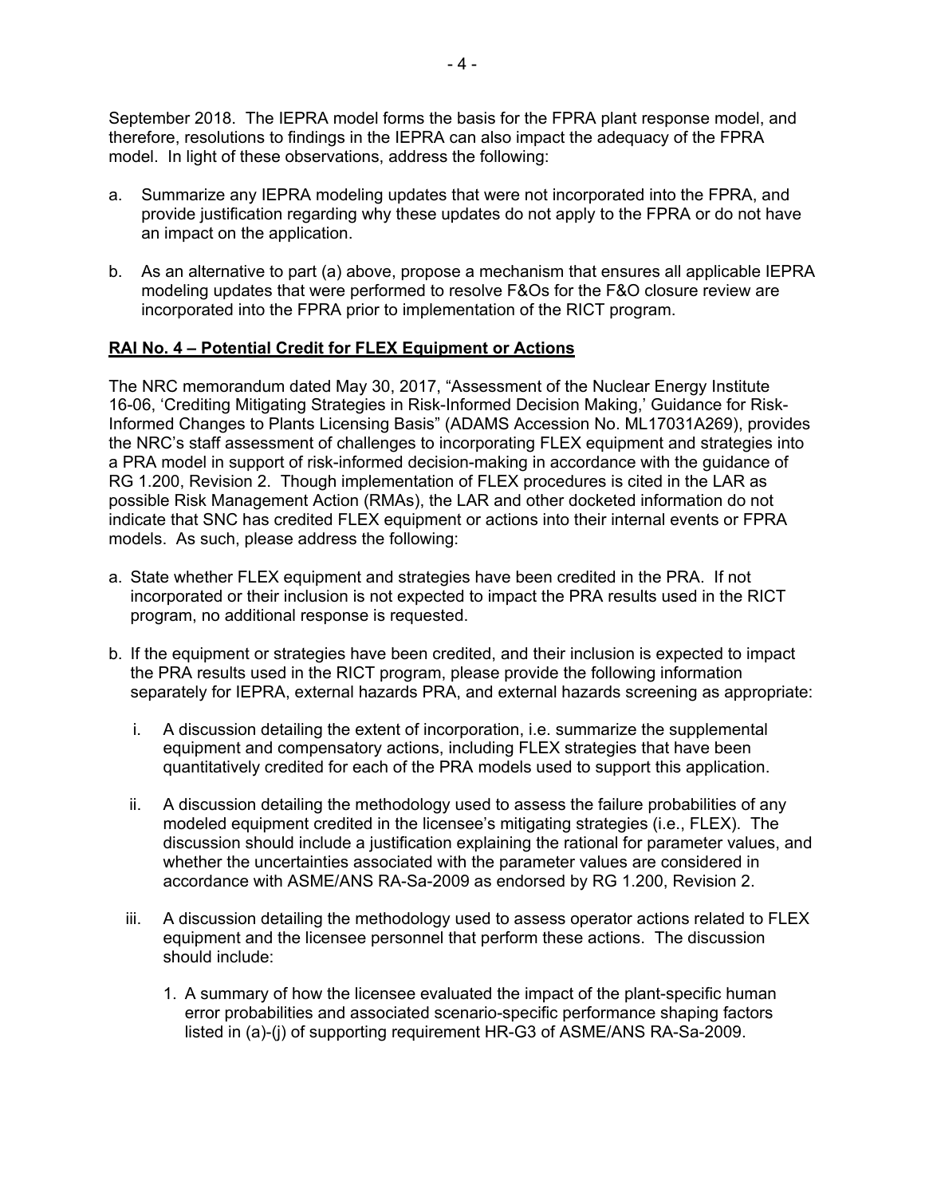September 2018. The IEPRA model forms the basis for the FPRA plant response model, and therefore, resolutions to findings in the IEPRA can also impact the adequacy of the FPRA model. In light of these observations, address the following:

a. Summarize any IEPRA modeling updates that were not incorporated into the FPRA, and provide justification regarding why these updates do not apply to the FPRA or do not have an impact on the application.

b. As an alternative to part (a) above, propose a mechanism that ensures all applicable IEPRA modeling updates that were performed to resolve F&Os for the F&O closure review are incorporated into the FPRA prior to implementation of the RICT program.

**RAI No. 4 – Potential Credit for FLEX Equipment or Actions**

The NRC memorandum dated May 30, 2017, "Assessment of the Nuclear Energy Institute 16-06, 'Crediting Mitigating Strategies in Risk-Informed Decision Making,' Guidance for Risk-Informed Changes to Plants Licensing Basis" (ADAMS Accession No. ML17031A269), provides the NRC's staff assessment of challenges to incorporating FLEX equipment and strategies into a PRA model in support of risk-informed decision-making in accordance with the guidance of RG 1.200, Revision 2. Though implementation of FLEX procedures is cited in the LAR as possible Risk Management Action (RMAs), the LAR and other docketed information do not indicate that SNC has credited FLEX equipment or actions into their internal events or FPRA models. As such, please address the following:

a. State whether FLEX equipment and strategies have been credited in the PRA. If not incorporated or their inclusion is not expected to impact the PRA results used in the RICT program, no additional response is requested.

b. If the equipment or strategies have been credited, and their inclusion is expected to impact the PRA results used in the RICT program, please provide the following information separately for IEPRA, external hazards PRA, and external hazards screening as appropriate:

   i. A discussion detailing the extent of incorporation, i.e. summarize the supplemental equipment and compensatory actions, including FLEX strategies that have been quantitatively credited for each of the PRA models used to support this application.

   ii. A discussion detailing the methodology used to assess the failure probabilities of any modeled equipment credited in the licensee's mitigating strategies (i.e., FLEX). The discussion should include a justification explaining the rational for parameter values, and whether the uncertainties associated with the parameter values are considered in accordance with ASME/ANS RA-Sa-2009 as endorsed by RG 1.200, Revision 2.

   iii. A discussion detailing the methodology used to assess operator actions related to FLEX equipment and the licensee personnel that perform these actions. The discussion should include:

      1. A summary of how the licensee evaluated the impact of the plant-specific human error probabilities and associated scenario-specific performance shaping factors listed in (a)-(j) of supporting requirement HR-G3 of ASME/ANS RA-Sa-2009.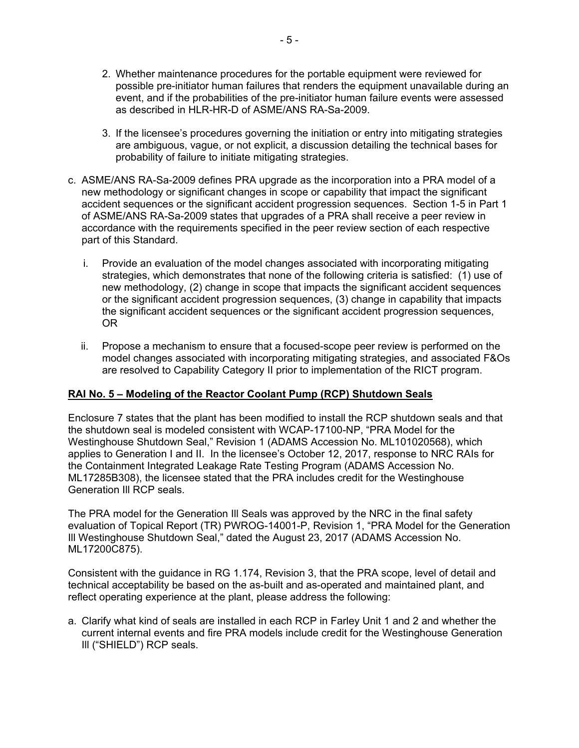2. Whether maintenance procedures for the portable equipment were reviewed for possible pre-initiator human failures that renders the equipment unavailable during an event, and if the probabilities of the pre-initiator human failure events were assessed as described in HLR-HR-D of ASME/ANS RA-Sa-2009.

3. If the licensee's procedures governing the initiation or entry into mitigating strategies are ambiguous, vague, or not explicit, a discussion detailing the technical bases for probability of failure to initiate mitigating strategies.

c. ASME/ANS RA-Sa-2009 defines PRA upgrade as the incorporation into a PRA model of a new methodology or significant changes in scope or capability that impact the significant accident sequences or the significant accident progression sequences. Section 1-5 in Part 1 of ASME/ANS RA-Sa-2009 states that upgrades of a PRA shall receive a peer review in accordance with the requirements specified in the peer review section of each respective part of this Standard.

   i. Provide an evaluation of the model changes associated with incorporating mitigating strategies, which demonstrates that none of the following criteria is satisfied: (1) use of new methodology, (2) change in scope that impacts the significant accident sequences or the significant accident progression sequences, (3) change in capability that impacts the significant accident sequences or the significant accident progression sequences, OR

   ii. Propose a mechanism to ensure that a focused-scope peer review is performed on the model changes associated with incorporating mitigating strategies, and associated F&Os are resolved to Capability Category II prior to implementation of the RICT program.

**RAI No. 5 – Modeling of the Reactor Coolant Pump (RCP) Shutdown Seals**

Enclosure 7 states that the plant has been modified to install the RCP shutdown seals and that the shutdown seal is modeled consistent with WCAP-17100-NP, "PRA Model for the Westinghouse Shutdown Seal," Revision 1 (ADAMS Accession No. ML101020568), which applies to Generation I and II. In the licensee's October 12, 2017, response to NRC RAIs for the Containment Integrated Leakage Rate Testing Program (ADAMS Accession No. ML17285B308), the licensee stated that the PRA includes credit for the Westinghouse Generation III RCP seals.

The PRA model for the Generation III Seals was approved by the NRC in the final safety evaluation of Topical Report (TR) PWROG-14001-P, Revision 1, "PRA Model for the Generation III Westinghouse Shutdown Seal," dated the August 23, 2017 (ADAMS Accession No. ML17200C875).

Consistent with the guidance in RG 1.174, Revision 3, that the PRA scope, level of detail and technical acceptability be based on the as-built and as-operated and maintained plant, and reflect operating experience at the plant, please address the following:

a. Clarify what kind of seals are installed in each RCP in Farley Unit 1 and 2 and whether the current internal events and fire PRA models include credit for the Westinghouse Generation III ("SHIELD") RCP seals.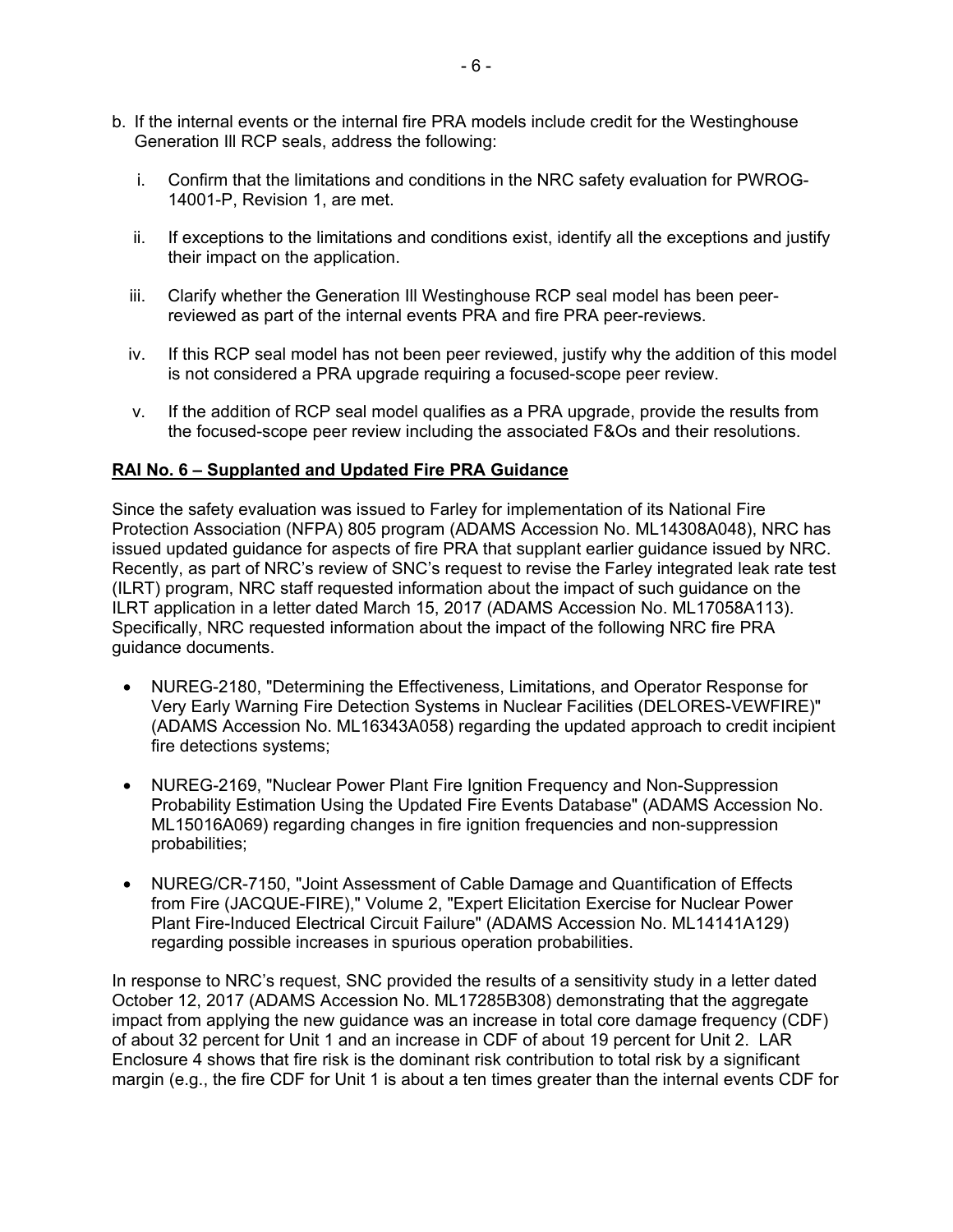b. If the internal events or the internal fire PRA models include credit for the Westinghouse Generation III RCP seals, address the following:

   i. Confirm that the limitations and conditions in the NRC safety evaluation for PWROG-14001-P, Revision 1, are met.

   ii. If exceptions to the limitations and conditions exist, identify all the exceptions and justify their impact on the application.

   iii. Clarify whether the Generation III Westinghouse RCP seal model has been peer-reviewed as part of the internal events PRA and fire PRA peer-reviews.

   iv. If this RCP seal model has not been peer reviewed, justify why the addition of this model is not considered a PRA upgrade requiring a focused-scope peer review.

   v. If the addition of RCP seal model qualifies as a PRA upgrade, provide the results from the focused-scope peer review including the associated F&Os and their resolutions.

**RAI No. 6 – Supplanted and Updated Fire PRA Guidance**

Since the safety evaluation was issued to Farley for implementation of its National Fire Protection Association (NFPA) 805 program (ADAMS Accession No. ML14308A048), NRC has issued updated guidance for aspects of fire PRA that supplant earlier guidance issued by NRC. Recently, as part of NRC's review of SNC's request to revise the Farley integrated leak rate test (ILRT) program, NRC staff requested information about the impact of such guidance on the ILRT application in a letter dated March 15, 2017 (ADAMS Accession No. ML17058A113). Specifically, NRC requested information about the impact of the following NRC fire PRA guidance documents.

- NUREG-2180, "Determining the Effectiveness, Limitations, and Operator Response for Very Early Warning Fire Detection Systems in Nuclear Facilities (DELORES-VEWFIRE)" (ADAMS Accession No. ML16343A058) regarding the updated approach to credit incipient fire detections systems;
- NUREG-2169, "Nuclear Power Plant Fire Ignition Frequency and Non-Suppression Probability Estimation Using the Updated Fire Events Database" (ADAMS Accession No. ML15016A069) regarding changes in fire ignition frequencies and non-suppression probabilities;
- NUREG/CR-7150, "Joint Assessment of Cable Damage and Quantification of Effects from Fire (JACQUE-FIRE)," Volume 2, "Expert Elicitation Exercise for Nuclear Power Plant Fire-Induced Electrical Circuit Failure" (ADAMS Accession No. ML14141A129) regarding possible increases in spurious operation probabilities.

In response to NRC's request, SNC provided the results of a sensitivity study in a letter dated October 12, 2017 (ADAMS Accession No. ML17285B308) demonstrating that the aggregate impact from applying the new guidance was an increase in total core damage frequency (CDF) of about 32 percent for Unit 1 and an increase in CDF of about 19 percent for Unit 2. LAR Enclosure 4 shows that fire risk is the dominant risk contribution to total risk by a significant margin (e.g., the fire CDF for Unit 1 is about a ten times greater than the internal events CDF for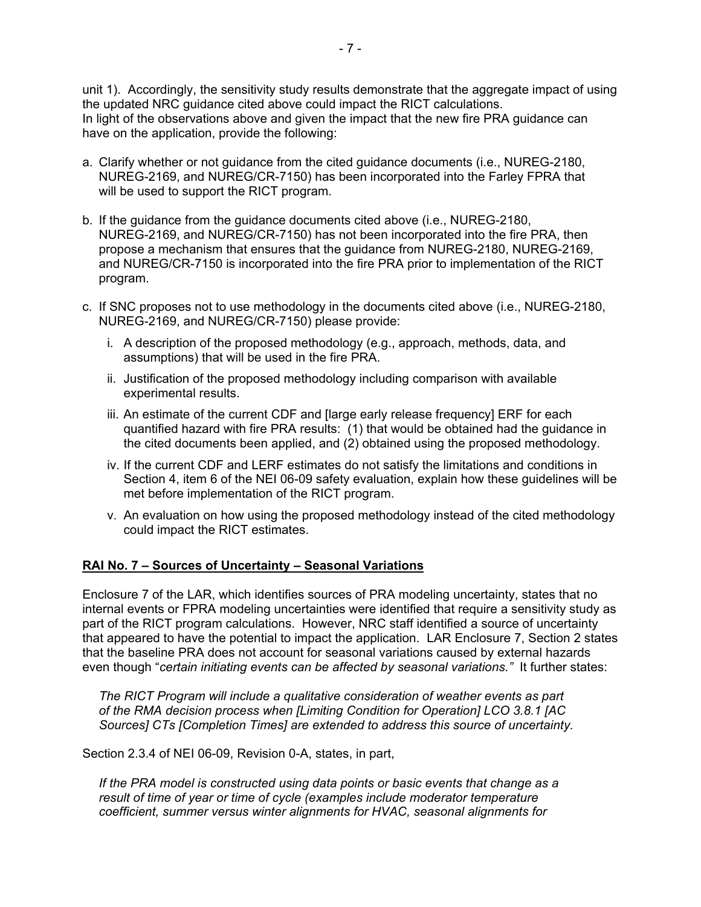unit 1). Accordingly, the sensitivity study results demonstrate that the aggregate impact of using the updated NRC guidance cited above could impact the RICT calculations.
In light of the observations above and given the impact that the new fire PRA guidance can have on the application, provide the following:

a. Clarify whether or not guidance from the cited guidance documents (i.e., NUREG-2180, NUREG-2169, and NUREG/CR-7150) has been incorporated into the Farley FPRA that will be used to support the RICT program.

b. If the guidance from the guidance documents cited above (i.e., NUREG-2180, NUREG-2169, and NUREG/CR-7150) has not been incorporated into the fire PRA, then propose a mechanism that ensures that the guidance from NUREG-2180, NUREG-2169, and NUREG/CR-7150 is incorporated into the fire PRA prior to implementation of the RICT program.

c. If SNC proposes not to use methodology in the documents cited above (i.e., NUREG-2180, NUREG-2169, and NUREG/CR-7150) please provide:

   i. A description of the proposed methodology (e.g., approach, methods, data, and assumptions) that will be used in the fire PRA.

   ii. Justification of the proposed methodology including comparison with available experimental results.

   iii. An estimate of the current CDF and [large early release frequency] ERF for each quantified hazard with fire PRA results: (1) that would be obtained had the guidance in the cited documents been applied, and (2) obtained using the proposed methodology.

   iv. If the current CDF and LERF estimates do not satisfy the limitations and conditions in Section 4, item 6 of the NEI 06-09 safety evaluation, explain how these guidelines will be met before implementation of the RICT program.

   v. An evaluation on how using the proposed methodology instead of the cited methodology could impact the RICT estimates.

**RAI No. 7 – Sources of Uncertainty – Seasonal Variations**

Enclosure 7 of the LAR, which identifies sources of PRA modeling uncertainty, states that no internal events or FPRA modeling uncertainties were identified that require a sensitivity study as part of the RICT program calculations. However, NRC staff identified a source of uncertainty that appeared to have the potential to impact the application. LAR Enclosure 7, Section 2 states that the baseline PRA does not account for seasonal variations caused by external hazards even though "*certain initiating events can be affected by seasonal variations.*" It further states:

> *The RICT Program will include a qualitative consideration of weather events as part of the RMA decision process when [Limiting Condition for Operation] LCO 3.8.1 [AC Sources] CTs [Completion Times] are extended to address this source of uncertainty.*

Section 2.3.4 of NEI 06-09, Revision 0-A, states, in part,

> *If the PRA model is constructed using data points or basic events that change as a result of time of year or time of cycle (examples include moderator temperature coefficient, summer versus winter alignments for HVAC, seasonal alignments for*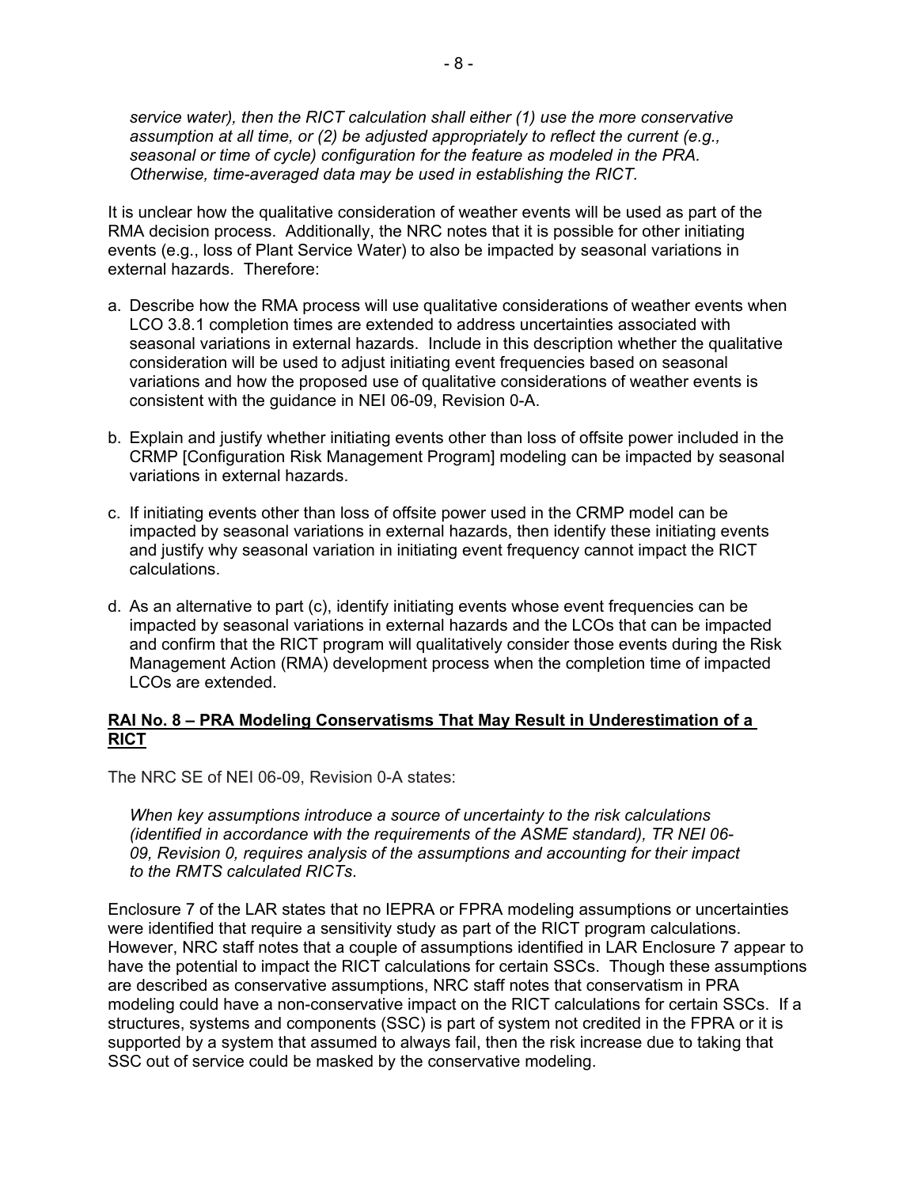*service water), then the RICT calculation shall either (1) use the more conservative assumption at all time, or (2) be adjusted appropriately to reflect the current (e.g., seasonal or time of cycle) configuration for the feature as modeled in the PRA. Otherwise, time-averaged data may be used in establishing the RICT.*

It is unclear how the qualitative consideration of weather events will be used as part of the RMA decision process. Additionally, the NRC notes that it is possible for other initiating events (e.g., loss of Plant Service Water) to also be impacted by seasonal variations in external hazards. Therefore:

a. Describe how the RMA process will use qualitative considerations of weather events when LCO 3.8.1 completion times are extended to address uncertainties associated with seasonal variations in external hazards. Include in this description whether the qualitative consideration will be used to adjust initiating event frequencies based on seasonal variations and how the proposed use of qualitative considerations of weather events is consistent with the guidance in NEI 06-09, Revision 0-A.

b. Explain and justify whether initiating events other than loss of offsite power included in the CRMP [Configuration Risk Management Program] modeling can be impacted by seasonal variations in external hazards.

c. If initiating events other than loss of offsite power used in the CRMP model can be impacted by seasonal variations in external hazards, then identify these initiating events and justify why seasonal variation in initiating event frequency cannot impact the RICT calculations.

d. As an alternative to part (c), identify initiating events whose event frequencies can be impacted by seasonal variations in external hazards and the LCOs that can be impacted and confirm that the RICT program will qualitatively consider those events during the Risk Management Action (RMA) development process when the completion time of impacted LCOs are extended.

## RAI No. 8 – PRA Modeling Conservatisms That May Result in Underestimation of a RICT

The NRC SE of NEI 06-09, Revision 0-A states:

*When key assumptions introduce a source of uncertainty to the risk calculations (identified in accordance with the requirements of the ASME standard), TR NEI 06-09, Revision 0, requires analysis of the assumptions and accounting for their impact to the RMTS calculated RICTs.*

Enclosure 7 of the LAR states that no IEPRA or FPRA modeling assumptions or uncertainties were identified that require a sensitivity study as part of the RICT program calculations. However, NRC staff notes that a couple of assumptions identified in LAR Enclosure 7 appear to have the potential to impact the RICT calculations for certain SSCs. Though these assumptions are described as conservative assumptions, NRC staff notes that conservatism in PRA modeling could have a non-conservative impact on the RICT calculations for certain SSCs. If a structures, systems and components (SSC) is part of system not credited in the FPRA or it is supported by a system that assumed to always fail, then the risk increase due to taking that SSC out of service could be masked by the conservative modeling.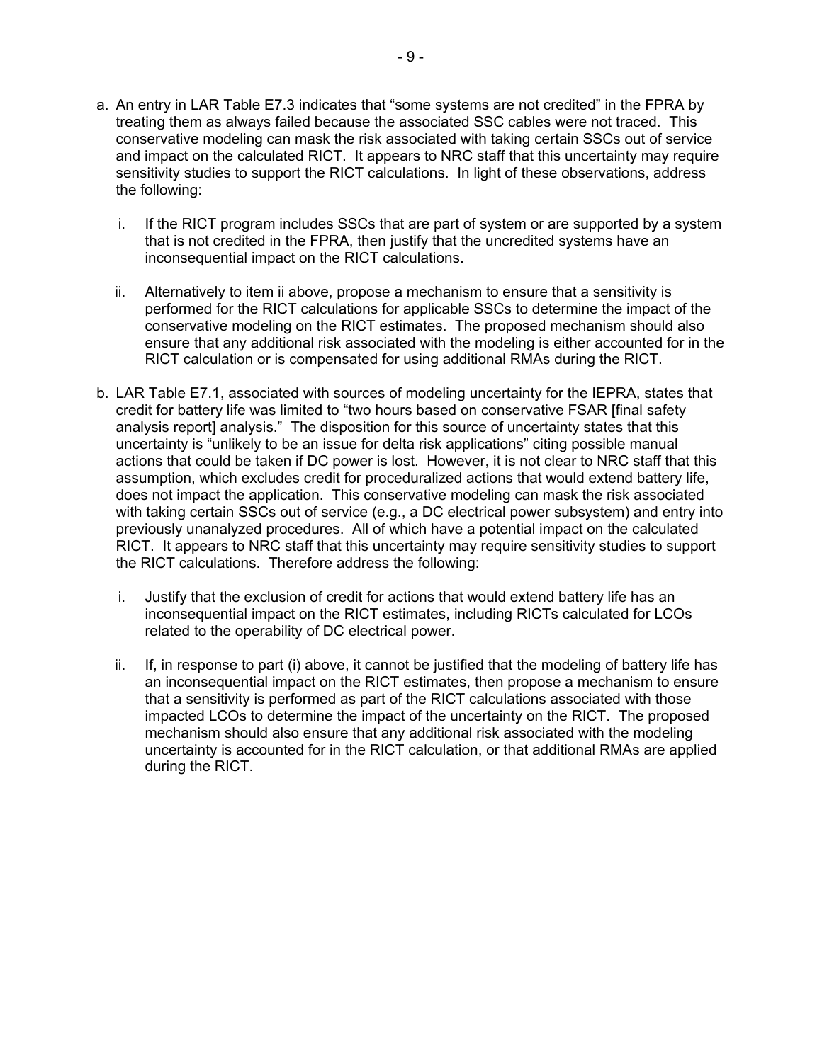a. An entry in LAR Table E7.3 indicates that "some systems are not credited" in the FPRA by treating them as always failed because the associated SSC cables were not traced. This conservative modeling can mask the risk associated with taking certain SSCs out of service and impact on the calculated RICT. It appears to NRC staff that this uncertainty may require sensitivity studies to support the RICT calculations. In light of these observations, address the following:

   i. If the RICT program includes SSCs that are part of system or are supported by a system that is not credited in the FPRA, then justify that the uncredited systems have an inconsequential impact on the RICT calculations.

   ii. Alternatively to item ii above, propose a mechanism to ensure that a sensitivity is performed for the RICT calculations for applicable SSCs to determine the impact of the conservative modeling on the RICT estimates. The proposed mechanism should also ensure that any additional risk associated with the modeling is either accounted for in the RICT calculation or is compensated for using additional RMAs during the RICT.

b. LAR Table E7.1, associated with sources of modeling uncertainty for the IEPRA, states that credit for battery life was limited to "two hours based on conservative FSAR [final safety analysis report] analysis." The disposition for this source of uncertainty states that this uncertainty is "unlikely to be an issue for delta risk applications" citing possible manual actions that could be taken if DC power is lost. However, it is not clear to NRC staff that this assumption, which excludes credit for proceduralized actions that would extend battery life, does not impact the application. This conservative modeling can mask the risk associated with taking certain SSCs out of service (e.g., a DC electrical power subsystem) and entry into previously unanalyzed procedures. All of which have a potential impact on the calculated RICT. It appears to NRC staff that this uncertainty may require sensitivity studies to support the RICT calculations. Therefore address the following:

   i. Justify that the exclusion of credit for actions that would extend battery life has an inconsequential impact on the RICT estimates, including RICTs calculated for LCOs related to the operability of DC electrical power.

   ii. If, in response to part (i) above, it cannot be justified that the modeling of battery life has an inconsequential impact on the RICT estimates, then propose a mechanism to ensure that a sensitivity is performed as part of the RICT calculations associated with those impacted LCOs to determine the impact of the uncertainty on the RICT. The proposed mechanism should also ensure that any additional risk associated with the modeling uncertainty is accounted for in the RICT calculation, or that additional RMAs are applied during the RICT.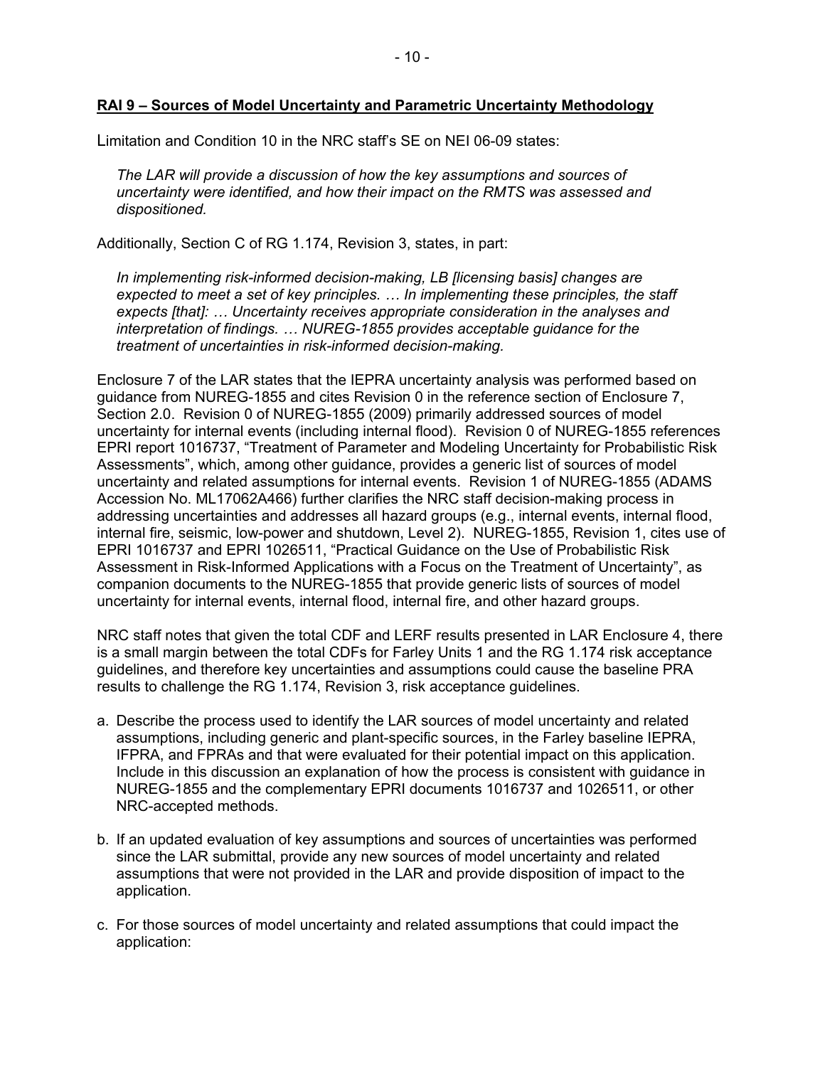**RAI 9 – Sources of Model Uncertainty and Parametric Uncertainty Methodology**

Limitation and Condition 10 in the NRC staff's SE on NEI 06-09 states:

> *The LAR will provide a discussion of how the key assumptions and sources of uncertainty were identified, and how their impact on the RMTS was assessed and dispositioned.*

Additionally, Section C of RG 1.174, Revision 3, states, in part:

> *In implementing risk-informed decision-making, LB [licensing basis] changes are expected to meet a set of key principles. … In implementing these principles, the staff expects [that]: … Uncertainty receives appropriate consideration in the analyses and interpretation of findings. … NUREG-1855 provides acceptable guidance for the treatment of uncertainties in risk-informed decision-making.*

Enclosure 7 of the LAR states that the IEPRA uncertainty analysis was performed based on guidance from NUREG-1855 and cites Revision 0 in the reference section of Enclosure 7, Section 2.0. Revision 0 of NUREG-1855 (2009) primarily addressed sources of model uncertainty for internal events (including internal flood). Revision 0 of NUREG-1855 references EPRI report 1016737, "Treatment of Parameter and Modeling Uncertainty for Probabilistic Risk Assessments", which, among other guidance, provides a generic list of sources of model uncertainty and related assumptions for internal events. Revision 1 of NUREG-1855 (ADAMS Accession No. ML17062A466) further clarifies the NRC staff decision-making process in addressing uncertainties and addresses all hazard groups (e.g., internal events, internal flood, internal fire, seismic, low-power and shutdown, Level 2). NUREG-1855, Revision 1, cites use of EPRI 1016737 and EPRI 1026511, "Practical Guidance on the Use of Probabilistic Risk Assessment in Risk-Informed Applications with a Focus on the Treatment of Uncertainty", as companion documents to the NUREG-1855 that provide generic lists of sources of model uncertainty for internal events, internal flood, internal fire, and other hazard groups.

NRC staff notes that given the total CDF and LERF results presented in LAR Enclosure 4, there is a small margin between the total CDFs for Farley Units 1 and the RG 1.174 risk acceptance guidelines, and therefore key uncertainties and assumptions could cause the baseline PRA results to challenge the RG 1.174, Revision 3, risk acceptance guidelines.

a. Describe the process used to identify the LAR sources of model uncertainty and related assumptions, including generic and plant-specific sources, in the Farley baseline IEPRA, IFPRA, and FPRAs and that were evaluated for their potential impact on this application. Include in this discussion an explanation of how the process is consistent with guidance in NUREG-1855 and the complementary EPRI documents 1016737 and 1026511, or other NRC-accepted methods.

b. If an updated evaluation of key assumptions and sources of uncertainties was performed since the LAR submittal, provide any new sources of model uncertainty and related assumptions that were not provided in the LAR and provide disposition of impact to the application.

c. For those sources of model uncertainty and related assumptions that could impact the application: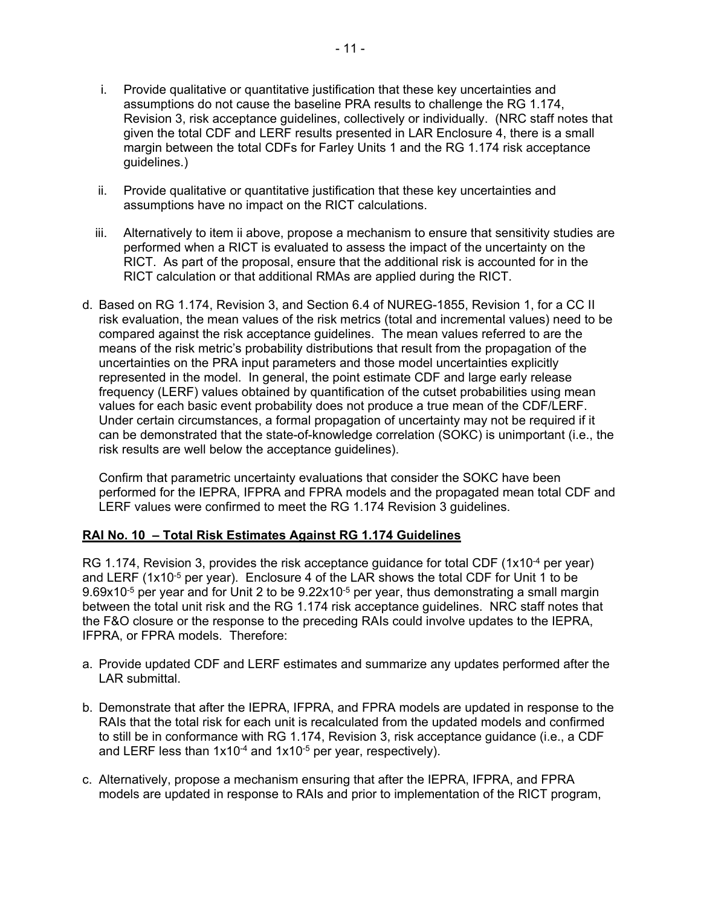i. Provide qualitative or quantitative justification that these key uncertainties and assumptions do not cause the baseline PRA results to challenge the RG 1.174, Revision 3, risk acceptance guidelines, collectively or individually. (NRC staff notes that given the total CDF and LERF results presented in LAR Enclosure 4, there is a small margin between the total CDFs for Farley Units 1 and the RG 1.174 risk acceptance guidelines.)

ii. Provide qualitative or quantitative justification that these key uncertainties and assumptions have no impact on the RICT calculations.

iii. Alternatively to item ii above, propose a mechanism to ensure that sensitivity studies are performed when a RICT is evaluated to assess the impact of the uncertainty on the RICT. As part of the proposal, ensure that the additional risk is accounted for in the RICT calculation or that additional RMAs are applied during the RICT.

d. Based on RG 1.174, Revision 3, and Section 6.4 of NUREG-1855, Revision 1, for a CC II risk evaluation, the mean values of the risk metrics (total and incremental values) need to be compared against the risk acceptance guidelines. The mean values referred to are the means of the risk metric's probability distributions that result from the propagation of the uncertainties on the PRA input parameters and those model uncertainties explicitly represented in the model. In general, the point estimate CDF and large early release frequency (LERF) values obtained by quantification of the cutset probabilities using mean values for each basic event probability does not produce a true mean of the CDF/LERF. Under certain circumstances, a formal propagation of uncertainty may not be required if it can be demonstrated that the state-of-knowledge correlation (SOKC) is unimportant (i.e., the risk results are well below the acceptance guidelines).

   Confirm that parametric uncertainty evaluations that consider the SOKC have been performed for the IEPRA, IFPRA and FPRA models and the propagated mean total CDF and LERF values were confirmed to meet the RG 1.174 Revision 3 guidelines.

**RAI No. 10 – Total Risk Estimates Against RG 1.174 Guidelines**

RG 1.174, Revision 3, provides the risk acceptance guidance for total CDF ($1 \times 10^{-4}$ per year) and LERF ($1 \times 10^{-5}$ per year). Enclosure 4 of the LAR shows the total CDF for Unit 1 to be $9.69 \times 10^{-5}$ per year and for Unit 2 to be $9.22 \times 10^{-5}$ per year, thus demonstrating a small margin between the total unit risk and the RG 1.174 risk acceptance guidelines. NRC staff notes that the F&O closure or the response to the preceding RAIs could involve updates to the IEPRA, IFPRA, or FPRA models. Therefore:

a. Provide updated CDF and LERF estimates and summarize any updates performed after the LAR submittal.

b. Demonstrate that after the IEPRA, IFPRA, and FPRA models are updated in response to the RAIs that the total risk for each unit is recalculated from the updated models and confirmed to still be in conformance with RG 1.174, Revision 3, risk acceptance guidance (i.e., a CDF and LERF less than $1 \times 10^{-4}$ and $1 \times 10^{-5}$ per year, respectively).

c. Alternatively, propose a mechanism ensuring that after the IEPRA, IFPRA, and FPRA models are updated in response to RAIs and prior to implementation of the RICT program,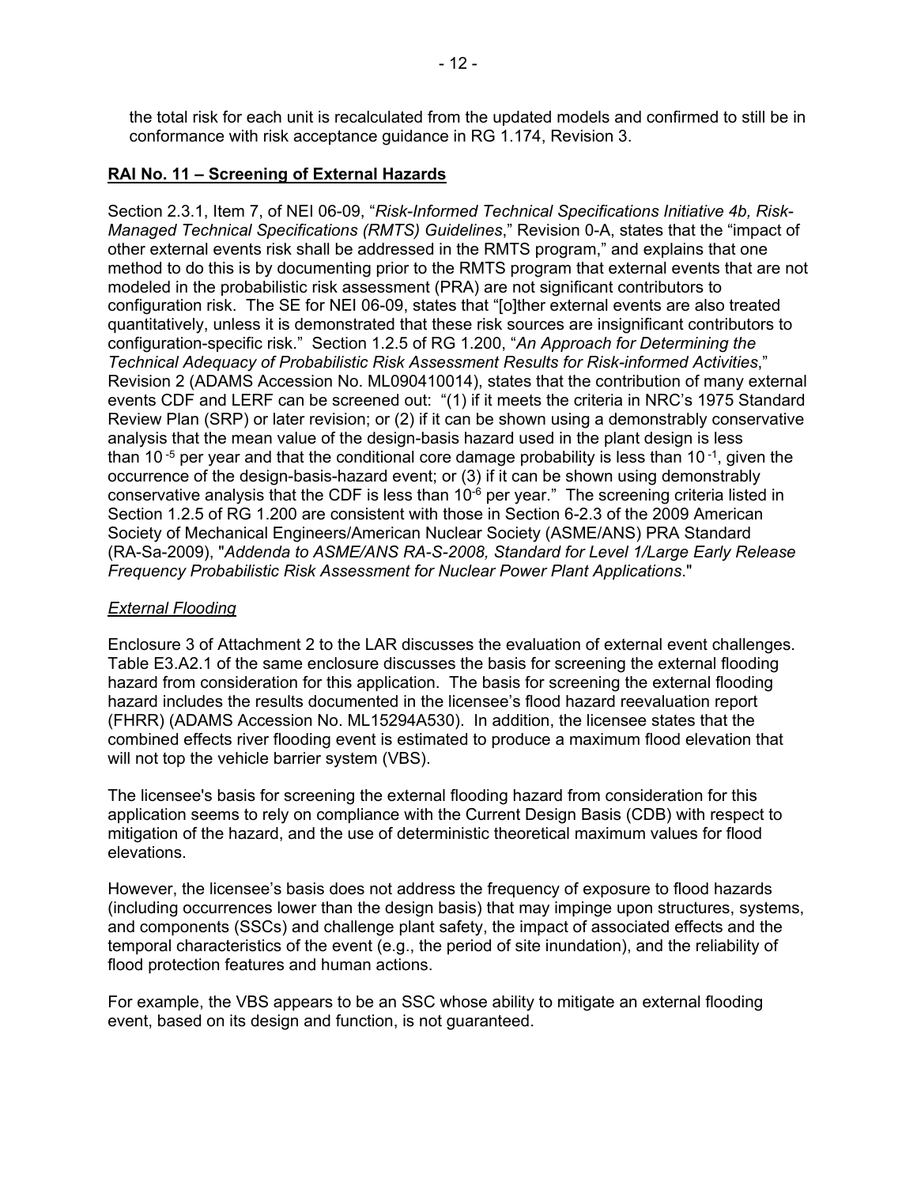the total risk for each unit is recalculated from the updated models and confirmed to still be in conformance with risk acceptance guidance in RG 1.174, Revision 3.

**RAI No. 11 – Screening of External Hazards**

Section 2.3.1, Item 7, of NEI 06-09, "*Risk-Informed Technical Specifications Initiative 4b, Risk-Managed Technical Specifications (RMTS) Guidelines*," Revision 0-A, states that the "impact of other external events risk shall be addressed in the RMTS program," and explains that one method to do this is by documenting prior to the RMTS program that external events that are not modeled in the probabilistic risk assessment (PRA) are not significant contributors to configuration risk. The SE for NEI 06-09, states that "[o]ther external events are also treated quantitatively, unless it is demonstrated that these risk sources are insignificant contributors to configuration-specific risk." Section 1.2.5 of RG 1.200, "*An Approach for Determining the Technical Adequacy of Probabilistic Risk Assessment Results for Risk-informed Activities*," Revision 2 (ADAMS Accession No. ML090410014), states that the contribution of many external events CDF and LERF can be screened out: "(1) if it meets the criteria in NRC's 1975 Standard Review Plan (SRP) or later revision; or (2) if it can be shown using a demonstrably conservative analysis that the mean value of the design-basis hazard used in the plant design is less than $10^{-5}$ per year and that the conditional core damage probability is less than $10^{-1}$, given the occurrence of the design-basis-hazard event; or (3) if it can be shown using demonstrably conservative analysis that the CDF is less than $10^{-6}$ per year." The screening criteria listed in Section 1.2.5 of RG 1.200 are consistent with those in Section 6-2.3 of the 2009 American Society of Mechanical Engineers/American Nuclear Society (ASME/ANS) PRA Standard (RA-Sa-2009), "*Addenda to ASME/ANS RA-S-2008, Standard for Level 1/Large Early Release Frequency Probabilistic Risk Assessment for Nuclear Power Plant Applications*."

*External Flooding*

Enclosure 3 of Attachment 2 to the LAR discusses the evaluation of external event challenges. Table E3.A2.1 of the same enclosure discusses the basis for screening the external flooding hazard from consideration for this application. The basis for screening the external flooding hazard includes the results documented in the licensee's flood hazard reevaluation report (FHRR) (ADAMS Accession No. ML15294A530). In addition, the licensee states that the combined effects river flooding event is estimated to produce a maximum flood elevation that will not top the vehicle barrier system (VBS).

The licensee's basis for screening the external flooding hazard from consideration for this application seems to rely on compliance with the Current Design Basis (CDB) with respect to mitigation of the hazard, and the use of deterministic theoretical maximum values for flood elevations.

However, the licensee's basis does not address the frequency of exposure to flood hazards (including occurrences lower than the design basis) that may impinge upon structures, systems, and components (SSCs) and challenge plant safety, the impact of associated effects and the temporal characteristics of the event (e.g., the period of site inundation), and the reliability of flood protection features and human actions.

For example, the VBS appears to be an SSC whose ability to mitigate an external flooding event, based on its design and function, is not guaranteed.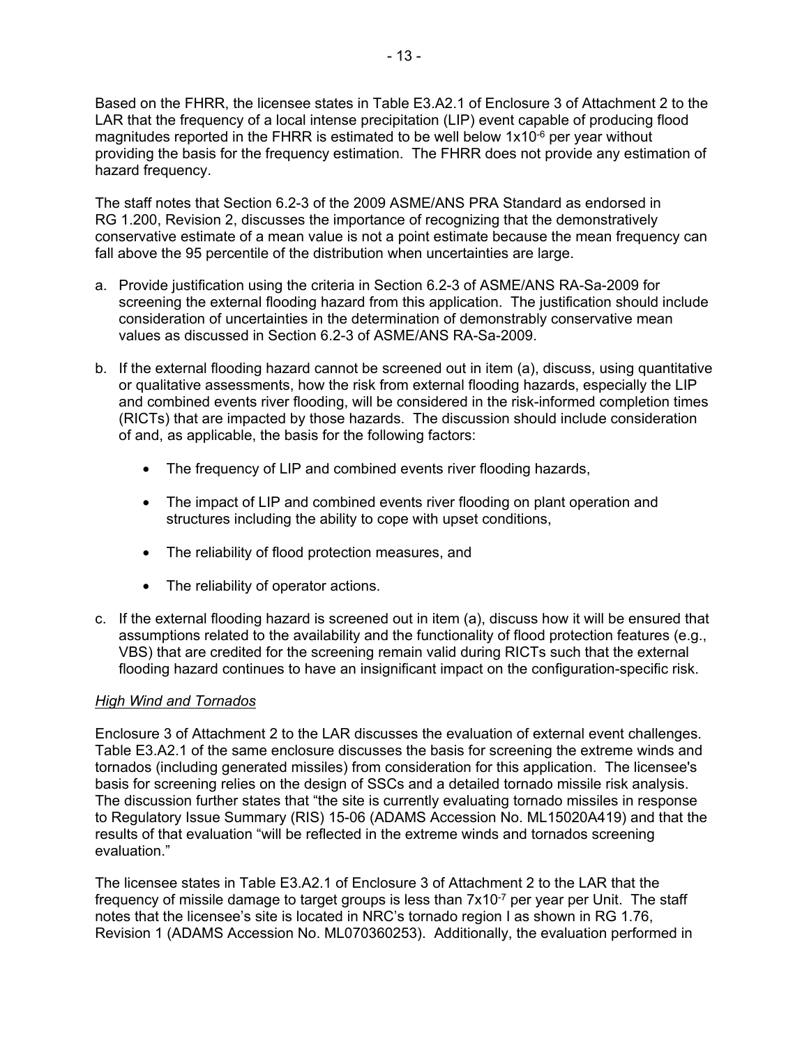Based on the FHRR, the licensee states in Table E3.A2.1 of Enclosure 3 of Attachment 2 to the LAR that the frequency of a local intense precipitation (LIP) event capable of producing flood magnitudes reported in the FHRR is estimated to be well below $1x10^{-6}$ per year without providing the basis for the frequency estimation. The FHRR does not provide any estimation of hazard frequency.

The staff notes that Section 6.2-3 of the 2009 ASME/ANS PRA Standard as endorsed in RG 1.200, Revision 2, discusses the importance of recognizing that the demonstratively conservative estimate of a mean value is not a point estimate because the mean frequency can fall above the 95 percentile of the distribution when uncertainties are large.

a. Provide justification using the criteria in Section 6.2-3 of ASME/ANS RA-Sa-2009 for screening the external flooding hazard from this application. The justification should include consideration of uncertainties in the determination of demonstrably conservative mean values as discussed in Section 6.2-3 of ASME/ANS RA-Sa-2009.

b. If the external flooding hazard cannot be screened out in item (a), discuss, using quantitative or qualitative assessments, how the risk from external flooding hazards, especially the LIP and combined events river flooding, will be considered in the risk-informed completion times (RICTs) that are impacted by those hazards. The discussion should include consideration of and, as applicable, the basis for the following factors:

   - The frequency of LIP and combined events river flooding hazards,
   - The impact of LIP and combined events river flooding on plant operation and structures including the ability to cope with upset conditions,
   - The reliability of flood protection measures, and
   - The reliability of operator actions.

c. If the external flooding hazard is screened out in item (a), discuss how it will be ensured that assumptions related to the availability and the functionality of flood protection features (e.g., VBS) that are credited for the screening remain valid during RICTs such that the external flooding hazard continues to have an insignificant impact on the configuration-specific risk.

*High Wind and Tornados*

Enclosure 3 of Attachment 2 to the LAR discusses the evaluation of external event challenges. Table E3.A2.1 of the same enclosure discusses the basis for screening the extreme winds and tornados (including generated missiles) from consideration for this application. The licensee's basis for screening relies on the design of SSCs and a detailed tornado missile risk analysis. The discussion further states that "the site is currently evaluating tornado missiles in response to Regulatory Issue Summary (RIS) 15-06 (ADAMS Accession No. ML15020A419) and that the results of that evaluation "will be reflected in the extreme winds and tornados screening evaluation."

The licensee states in Table E3.A2.1 of Enclosure 3 of Attachment 2 to the LAR that the frequency of missile damage to target groups is less than $7x10^{-7}$ per year per Unit. The staff notes that the licensee's site is located in NRC's tornado region I as shown in RG 1.76, Revision 1 (ADAMS Accession No. ML070360253). Additionally, the evaluation performed in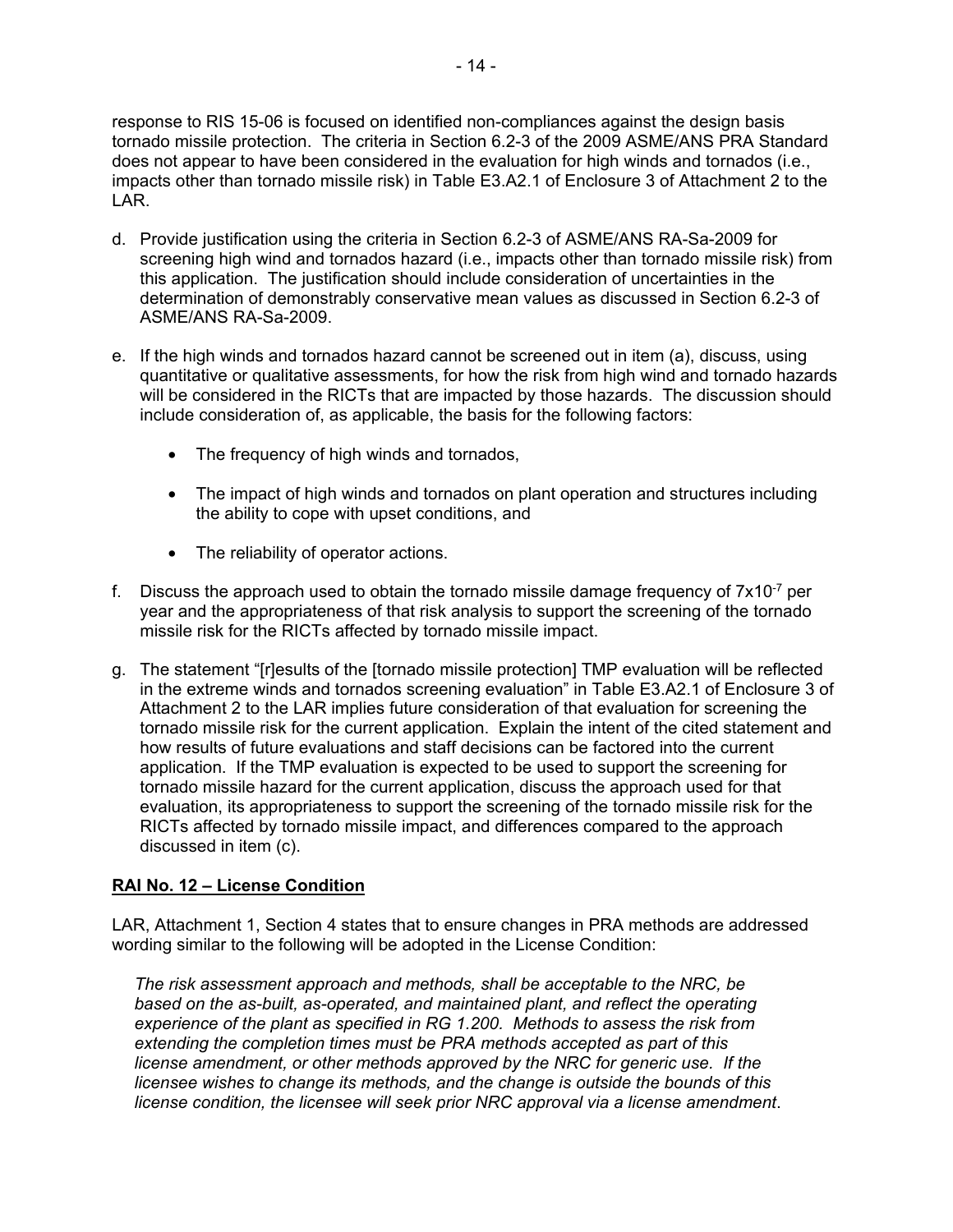response to RIS 15-06 is focused on identified non-compliances against the design basis tornado missile protection. The criteria in Section 6.2-3 of the 2009 ASME/ANS PRA Standard does not appear to have been considered in the evaluation for high winds and tornados (i.e., impacts other than tornado missile risk) in Table E3.A2.1 of Enclosure 3 of Attachment 2 to the LAR.

d. Provide justification using the criteria in Section 6.2-3 of ASME/ANS RA-Sa-2009 for screening high wind and tornados hazard (i.e., impacts other than tornado missile risk) from this application. The justification should include consideration of uncertainties in the determination of demonstrably conservative mean values as discussed in Section 6.2-3 of ASME/ANS RA-Sa-2009.

e. If the high winds and tornados hazard cannot be screened out in item (a), discuss, using quantitative or qualitative assessments, for how the risk from high wind and tornado hazards will be considered in the RICTs that are impacted by those hazards. The discussion should include consideration of, as applicable, the basis for the following factors:

   - The frequency of high winds and tornados,
   - The impact of high winds and tornados on plant operation and structures including the ability to cope with upset conditions, and
   - The reliability of operator actions.

f. Discuss the approach used to obtain the tornado missile damage frequency of $7 \times 10^{-7}$ per year and the appropriateness of that risk analysis to support the screening of the tornado missile risk for the RICTs affected by tornado missile impact.

g. The statement "[r]esults of the [tornado missile protection] TMP evaluation will be reflected in the extreme winds and tornados screening evaluation" in Table E3.A2.1 of Enclosure 3 of Attachment 2 to the LAR implies future consideration of that evaluation for screening the tornado missile risk for the current application. Explain the intent of the cited statement and how results of future evaluations and staff decisions can be factored into the current application. If the TMP evaluation is expected to be used to support the screening for tornado missile hazard for the current application, discuss the approach used for that evaluation, its appropriateness to support the screening of the tornado missile risk for the RICTs affected by tornado missile impact, and differences compared to the approach discussed in item (c).

## RAI No. 12 – License Condition

LAR, Attachment 1, Section 4 states that to ensure changes in PRA methods are addressed wording similar to the following will be adopted in the License Condition:

> *The risk assessment approach and methods, shall be acceptable to the NRC, be based on the as-built, as-operated, and maintained plant, and reflect the operating experience of the plant as specified in RG 1.200. Methods to assess the risk from extending the completion times must be PRA methods accepted as part of this license amendment, or other methods approved by the NRC for generic use. If the licensee wishes to change its methods, and the change is outside the bounds of this license condition, the licensee will seek prior NRC approval via a license amendment*.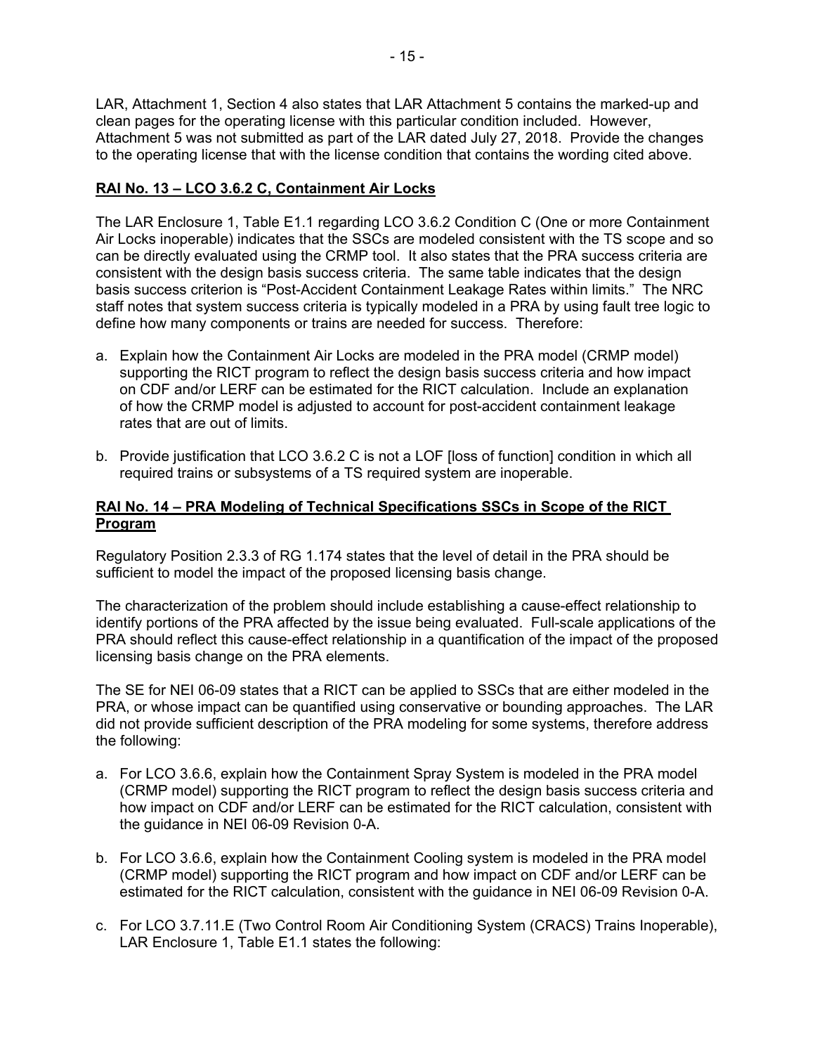LAR, Attachment 1, Section 4 also states that LAR Attachment 5 contains the marked-up and clean pages for the operating license with this particular condition included. However, Attachment 5 was not submitted as part of the LAR dated July 27, 2018. Provide the changes to the operating license that with the license condition that contains the wording cited above.

**RAI No. 13 – LCO 3.6.2 C, Containment Air Locks**

The LAR Enclosure 1, Table E1.1 regarding LCO 3.6.2 Condition C (One or more Containment Air Locks inoperable) indicates that the SSCs are modeled consistent with the TS scope and so can be directly evaluated using the CRMP tool. It also states that the PRA success criteria are consistent with the design basis success criteria. The same table indicates that the design basis success criterion is "Post-Accident Containment Leakage Rates within limits." The NRC staff notes that system success criteria is typically modeled in a PRA by using fault tree logic to define how many components or trains are needed for success. Therefore:

a. Explain how the Containment Air Locks are modeled in the PRA model (CRMP model) supporting the RICT program to reflect the design basis success criteria and how impact on CDF and/or LERF can be estimated for the RICT calculation. Include an explanation of how the CRMP model is adjusted to account for post-accident containment leakage rates that are out of limits.

b. Provide justification that LCO 3.6.2 C is not a LOF [loss of function] condition in which all required trains or subsystems of a TS required system are inoperable.

**RAI No. 14 – PRA Modeling of Technical Specifications SSCs in Scope of the RICT Program**

Regulatory Position 2.3.3 of RG 1.174 states that the level of detail in the PRA should be sufficient to model the impact of the proposed licensing basis change.

The characterization of the problem should include establishing a cause-effect relationship to identify portions of the PRA affected by the issue being evaluated. Full-scale applications of the PRA should reflect this cause-effect relationship in a quantification of the impact of the proposed licensing basis change on the PRA elements.

The SE for NEI 06-09 states that a RICT can be applied to SSCs that are either modeled in the PRA, or whose impact can be quantified using conservative or bounding approaches. The LAR did not provide sufficient description of the PRA modeling for some systems, therefore address the following:

a. For LCO 3.6.6, explain how the Containment Spray System is modeled in the PRA model (CRMP model) supporting the RICT program to reflect the design basis success criteria and how impact on CDF and/or LERF can be estimated for the RICT calculation, consistent with the guidance in NEI 06-09 Revision 0-A.

b. For LCO 3.6.6, explain how the Containment Cooling system is modeled in the PRA model (CRMP model) supporting the RICT program and how impact on CDF and/or LERF can be estimated for the RICT calculation, consistent with the guidance in NEI 06-09 Revision 0-A.

c. For LCO 3.7.11.E (Two Control Room Air Conditioning System (CRACS) Trains Inoperable), LAR Enclosure 1, Table E1.1 states the following: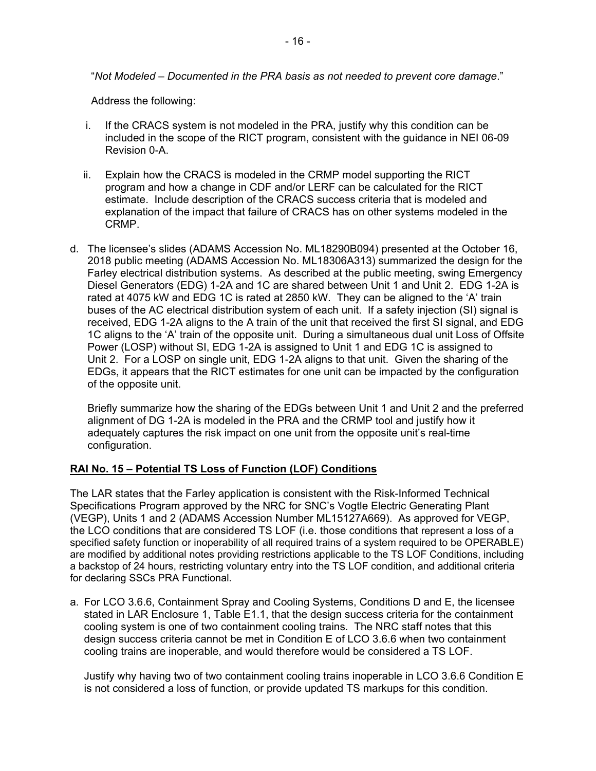"*Not Modeled – Documented in the PRA basis as not needed to prevent core damage*."

Address the following:

i. If the CRACS system is not modeled in the PRA, justify why this condition can be included in the scope of the RICT program, consistent with the guidance in NEI 06-09 Revision 0-A.

ii. Explain how the CRACS is modeled in the CRMP model supporting the RICT program and how a change in CDF and/or LERF can be calculated for the RICT estimate. Include description of the CRACS success criteria that is modeled and explanation of the impact that failure of CRACS has on other systems modeled in the CRMP.

d. The licensee's slides (ADAMS Accession No. ML18290B094) presented at the October 16, 2018 public meeting (ADAMS Accession No. ML18306A313) summarized the design for the Farley electrical distribution systems. As described at the public meeting, swing Emergency Diesel Generators (EDG) 1-2A and 1C are shared between Unit 1 and Unit 2. EDG 1-2A is rated at 4075 kW and EDG 1C is rated at 2850 kW. They can be aligned to the 'A' train buses of the AC electrical distribution system of each unit. If a safety injection (SI) signal is received, EDG 1-2A aligns to the A train of the unit that received the first SI signal, and EDG 1C aligns to the 'A' train of the opposite unit. During a simultaneous dual unit Loss of Offsite Power (LOSP) without SI, EDG 1-2A is assigned to Unit 1 and EDG 1C is assigned to Unit 2. For a LOSP on single unit, EDG 1-2A aligns to that unit. Given the sharing of the EDGs, it appears that the RICT estimates for one unit can be impacted by the configuration of the opposite unit.

   Briefly summarize how the sharing of the EDGs between Unit 1 and Unit 2 and the preferred alignment of DG 1-2A is modeled in the PRA and the CRMP tool and justify how it adequately captures the risk impact on one unit from the opposite unit's real-time configuration.

**RAI No. 15 – Potential TS Loss of Function (LOF) Conditions**

The LAR states that the Farley application is consistent with the Risk-Informed Technical Specifications Program approved by the NRC for SNC's Vogtle Electric Generating Plant (VEGP), Units 1 and 2 (ADAMS Accession Number ML15127A669). As approved for VEGP, the LCO conditions that are considered TS LOF (i.e. those conditions that represent a loss of a specified safety function or inoperability of all required trains of a system required to be OPERABLE) are modified by additional notes providing restrictions applicable to the TS LOF Conditions, including a backstop of 24 hours, restricting voluntary entry into the TS LOF condition, and additional criteria for declaring SSCs PRA Functional.

a. For LCO 3.6.6, Containment Spray and Cooling Systems, Conditions D and E, the licensee stated in LAR Enclosure 1, Table E1.1, that the design success criteria for the containment cooling system is one of two containment cooling trains. The NRC staff notes that this design success criteria cannot be met in Condition E of LCO 3.6.6 when two containment cooling trains are inoperable, and would therefore would be considered a TS LOF.

   Justify why having two of two containment cooling trains inoperable in LCO 3.6.6 Condition E is not considered a loss of function, or provide updated TS markups for this condition.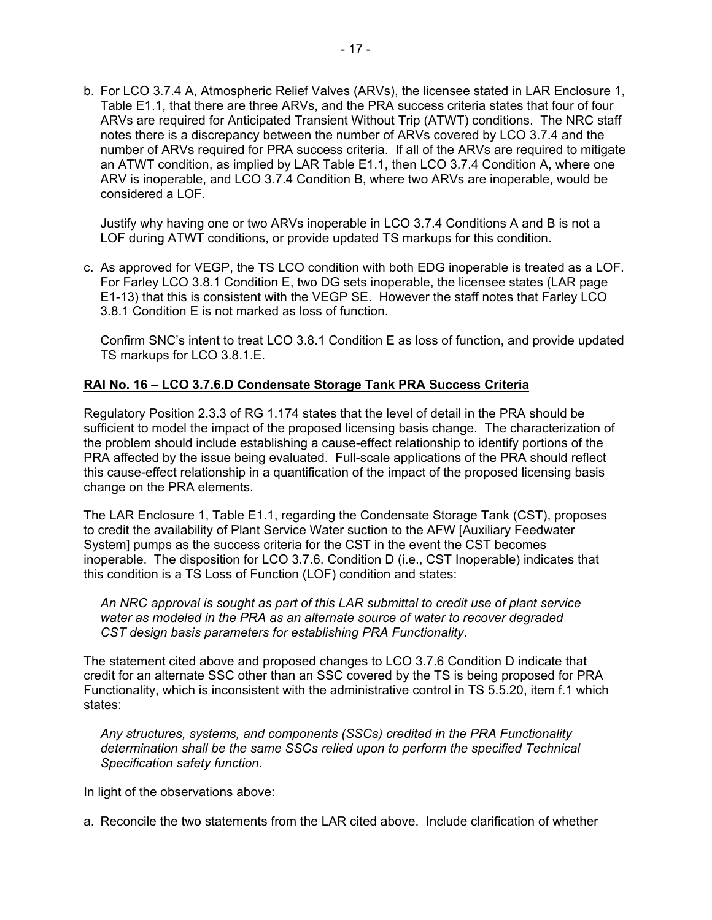b. For LCO 3.7.4 A, Atmospheric Relief Valves (ARVs), the licensee stated in LAR Enclosure 1, Table E1.1, that there are three ARVs, and the PRA success criteria states that four of four ARVs are required for Anticipated Transient Without Trip (ATWT) conditions. The NRC staff notes there is a discrepancy between the number of ARVs covered by LCO 3.7.4 and the number of ARVs required for PRA success criteria. If all of the ARVs are required to mitigate an ATWT condition, as implied by LAR Table E1.1, then LCO 3.7.4 Condition A, where one ARV is inoperable, and LCO 3.7.4 Condition B, where two ARVs are inoperable, would be considered a LOF.

   Justify why having one or two ARVs inoperable in LCO 3.7.4 Conditions A and B is not a LOF during ATWT conditions, or provide updated TS markups for this condition.

c. As approved for VEGP, the TS LCO condition with both EDG inoperable is treated as a LOF. For Farley LCO 3.8.1 Condition E, two DG sets inoperable, the licensee states (LAR page E1-13) that this is consistent with the VEGP SE. However the staff notes that Farley LCO 3.8.1 Condition E is not marked as loss of function.

   Confirm SNC's intent to treat LCO 3.8.1 Condition E as loss of function, and provide updated TS markups for LCO 3.8.1.E.

**RAI No. 16 – LCO 3.7.6.D Condensate Storage Tank PRA Success Criteria**

Regulatory Position 2.3.3 of RG 1.174 states that the level of detail in the PRA should be sufficient to model the impact of the proposed licensing basis change. The characterization of the problem should include establishing a cause-effect relationship to identify portions of the PRA affected by the issue being evaluated. Full-scale applications of the PRA should reflect this cause-effect relationship in a quantification of the impact of the proposed licensing basis change on the PRA elements.

The LAR Enclosure 1, Table E1.1, regarding the Condensate Storage Tank (CST), proposes to credit the availability of Plant Service Water suction to the AFW [Auxiliary Feedwater System] pumps as the success criteria for the CST in the event the CST becomes inoperable. The disposition for LCO 3.7.6. Condition D (i.e., CST Inoperable) indicates that this condition is a TS Loss of Function (LOF) condition and states:

> *An NRC approval is sought as part of this LAR submittal to credit use of plant service water as modeled in the PRA as an alternate source of water to recover degraded CST design basis parameters for establishing PRA Functionality*.

The statement cited above and proposed changes to LCO 3.7.6 Condition D indicate that credit for an alternate SSC other than an SSC covered by the TS is being proposed for PRA Functionality, which is inconsistent with the administrative control in TS 5.5.20, item f.1 which states:

> *Any structures, systems, and components (SSCs) credited in the PRA Functionality determination shall be the same SSCs relied upon to perform the specified Technical Specification safety function.*

In light of the observations above:

a. Reconcile the two statements from the LAR cited above. Include clarification of whether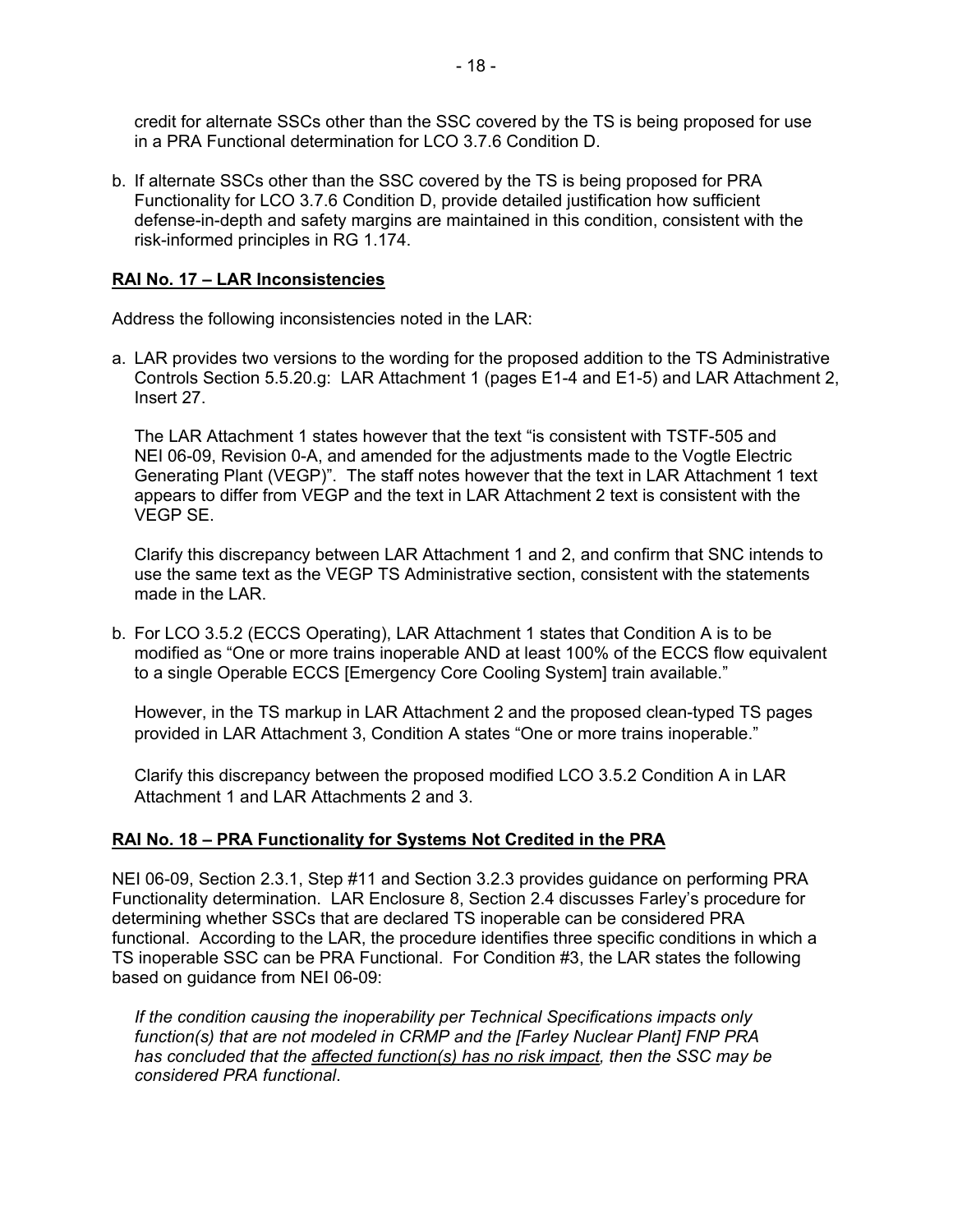credit for alternate SSCs other than the SSC covered by the TS is being proposed for use in a PRA Functional determination for LCO 3.7.6 Condition D.

b. If alternate SSCs other than the SSC covered by the TS is being proposed for PRA Functionality for LCO 3.7.6 Condition D, provide detailed justification how sufficient defense-in-depth and safety margins are maintained in this condition, consistent with the risk-informed principles in RG 1.174.

**RAI No. 17 – LAR Inconsistencies**

Address the following inconsistencies noted in the LAR:

a. LAR provides two versions to the wording for the proposed addition to the TS Administrative Controls Section 5.5.20.g: LAR Attachment 1 (pages E1-4 and E1-5) and LAR Attachment 2, Insert 27.

   The LAR Attachment 1 states however that the text "is consistent with TSTF-505 and NEI 06-09, Revision 0-A, and amended for the adjustments made to the Vogtle Electric Generating Plant (VEGP)". The staff notes however that the text in LAR Attachment 1 text appears to differ from VEGP and the text in LAR Attachment 2 text is consistent with the VEGP SE.

   Clarify this discrepancy between LAR Attachment 1 and 2, and confirm that SNC intends to use the same text as the VEGP TS Administrative section, consistent with the statements made in the LAR.

b. For LCO 3.5.2 (ECCS Operating), LAR Attachment 1 states that Condition A is to be modified as "One or more trains inoperable AND at least 100% of the ECCS flow equivalent to a single Operable ECCS [Emergency Core Cooling System] train available."

   However, in the TS markup in LAR Attachment 2 and the proposed clean-typed TS pages provided in LAR Attachment 3, Condition A states "One or more trains inoperable."

   Clarify this discrepancy between the proposed modified LCO 3.5.2 Condition A in LAR Attachment 1 and LAR Attachments 2 and 3.

**RAI No. 18 – PRA Functionality for Systems Not Credited in the PRA**

NEI 06-09, Section 2.3.1, Step #11 and Section 3.2.3 provides guidance on performing PRA Functionality determination. LAR Enclosure 8, Section 2.4 discusses Farley's procedure for determining whether SSCs that are declared TS inoperable can be considered PRA functional. According to the LAR, the procedure identifies three specific conditions in which a TS inoperable SSC can be PRA Functional. For Condition #3, the LAR states the following based on guidance from NEI 06-09:

> *If the condition causing the inoperability per Technical Specifications impacts only function(s) that are not modeled in CRMP and the [Farley Nuclear Plant] FNP PRA has concluded that the* <u>*affected function(s) has no risk impact*</u>*, then the SSC may be considered PRA functional*.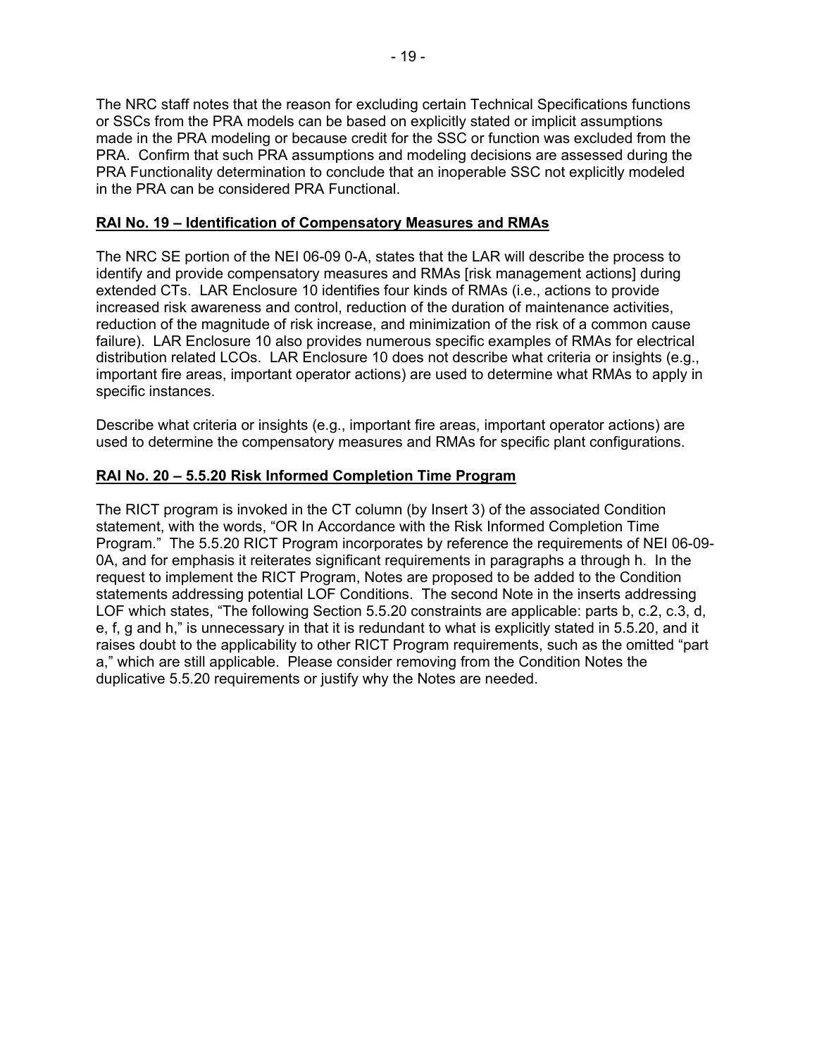The NRC staff notes that the reason for excluding certain Technical Specifications functions or SSCs from the PRA models can be based on explicitly stated or implicit assumptions made in the PRA modeling or because credit for the SSC or function was excluded from the PRA. Confirm that such PRA assumptions and modeling decisions are assessed during the PRA Functionality determination to conclude that an inoperable SSC not explicitly modeled in the PRA can be considered PRA Functional.

**RAI No. 19 – Identification of Compensatory Measures and RMAs**

The NRC SE portion of the NEI 06-09 0-A, states that the LAR will describe the process to identify and provide compensatory measures and RMAs [risk management actions] during extended CTs. LAR Enclosure 10 identifies four kinds of RMAs (i.e., actions to provide increased risk awareness and control, reduction of the duration of maintenance activities, reduction of the magnitude of risk increase, and minimization of the risk of a common cause failure). LAR Enclosure 10 also provides numerous specific examples of RMAs for electrical distribution related LCOs. LAR Enclosure 10 does not describe what criteria or insights (e.g., important fire areas, important operator actions) are used to determine what RMAs to apply in specific instances.

Describe what criteria or insights (e.g., important fire areas, important operator actions) are used to determine the compensatory measures and RMAs for specific plant configurations.

**RAI No. 20 – 5.5.20 Risk Informed Completion Time Program**

The RICT program is invoked in the CT column (by Insert 3) of the associated Condition statement, with the words, "OR In Accordance with the Risk Informed Completion Time Program." The 5.5.20 RICT Program incorporates by reference the requirements of NEI 06-09-0A, and for emphasis it reiterates significant requirements in paragraphs a through h. In the request to implement the RICT Program, Notes are proposed to be added to the Condition statements addressing potential LOF Conditions. The second Note in the inserts addressing LOF which states, "The following Section 5.5.20 constraints are applicable: parts b, c.2, c.3, d, e, f, g and h," is unnecessary in that it is redundant to what is explicitly stated in 5.5.20, and it raises doubt to the applicability to other RICT Program requirements, such as the omitted "part a," which are still applicable. Please consider removing from the Condition Notes the duplicative 5.5.20 requirements or justify why the Notes are needed.